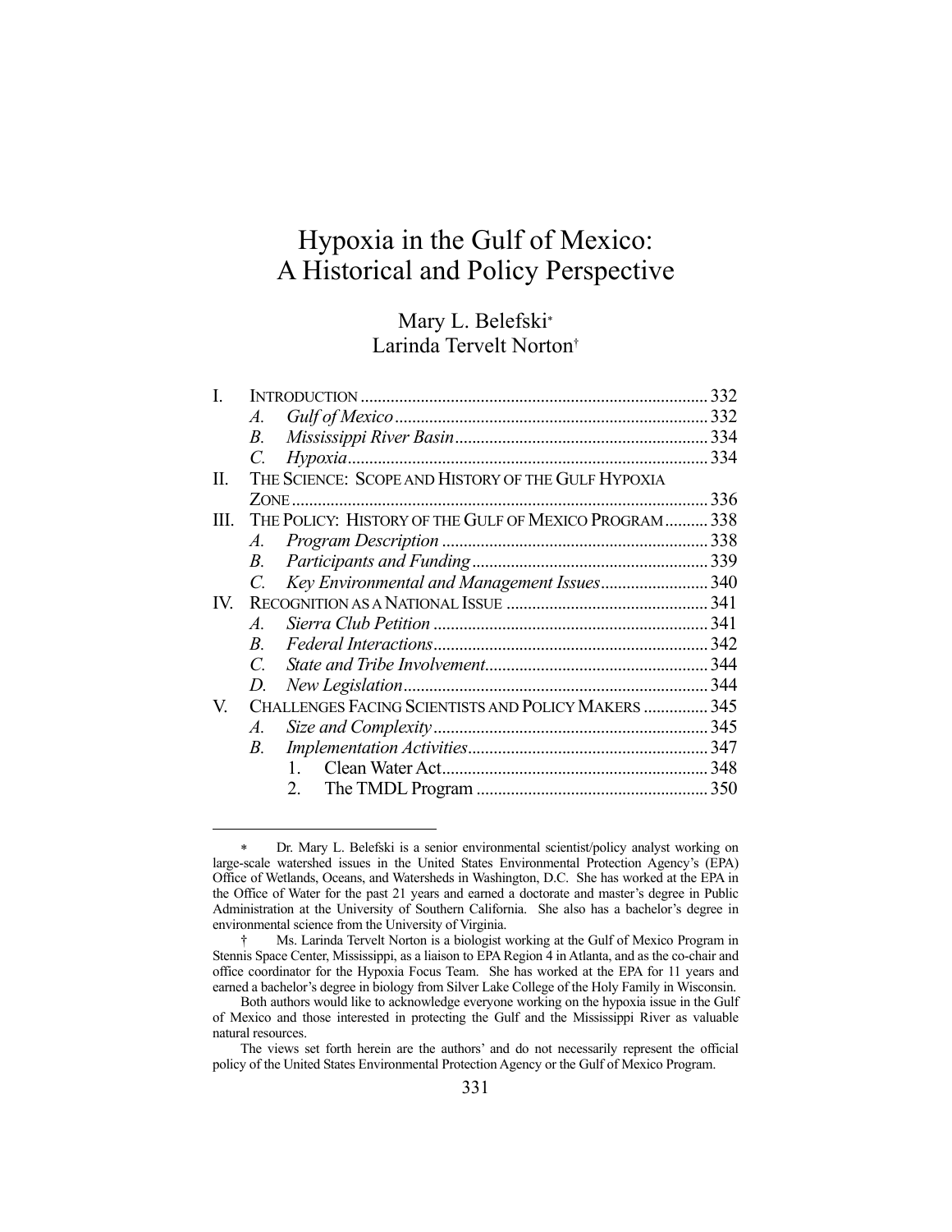# Hypoxia in the Gulf of Mexico: A Historical and Policy Perspective

Mary L. Belefski*
Larinda Tervelt Norton†

| | | |
|---|---|---|
| I. | INTRODUCTION | 332 |
| | *A. Gulf of Mexico* | 332 |
| | *B. Mississippi River Basin* | 334 |
| | *C. Hypoxia* | 334 |
| II. | THE SCIENCE: SCOPE AND HISTORY OF THE GULF HYPOXIA ZONE | 336 |
| III. | THE POLICY: HISTORY OF THE GULF OF MEXICO PROGRAM | 338 |
| | *A. Program Description* | 338 |
| | *B. Participants and Funding* | 339 |
| | *C. Key Environmental and Management Issues* | 340 |
| IV. | RECOGNITION AS A NATIONAL ISSUE | 341 |
| | *A. Sierra Club Petition* | 341 |
| | *B. Federal Interactions* | 342 |
| | *C. State and Tribe Involvement* | 344 |
| | *D. New Legislation* | 344 |
| V. | CHALLENGES FACING SCIENTISTS AND POLICY MAKERS | 345 |
| | *A. Size and Complexity* | 345 |
| | *B. Implementation Activities* | 347 |
| | 1. Clean Water Act | 348 |
| | 2. The TMDL Program | 350 |

---

* Dr. Mary L. Belefski is a senior environmental scientist/policy analyst working on large-scale watershed issues in the United States Environmental Protection Agency's (EPA) Office of Wetlands, Oceans, and Watersheds in Washington, D.C. She has worked at the EPA in the Office of Water for the past 21 years and earned a doctorate and master's degree in Public Administration at the University of Southern California. She also has a bachelor's degree in environmental science from the University of Virginia.

† Ms. Larinda Tervelt Norton is a biologist working at the Gulf of Mexico Program in Stennis Space Center, Mississippi, as a liaison to EPA Region 4 in Atlanta, and as the co-chair and office coordinator for the Hypoxia Focus Team. She has worked at the EPA for 11 years and earned a bachelor's degree in biology from Silver Lake College of the Holy Family in Wisconsin.

Both authors would like to acknowledge everyone working on the hypoxia issue in the Gulf of Mexico and those interested in protecting the Gulf and the Mississippi River as valuable natural resources.

The views set forth herein are the authors' and do not necessarily represent the official policy of the United States Environmental Protection Agency or the Gulf of Mexico Program.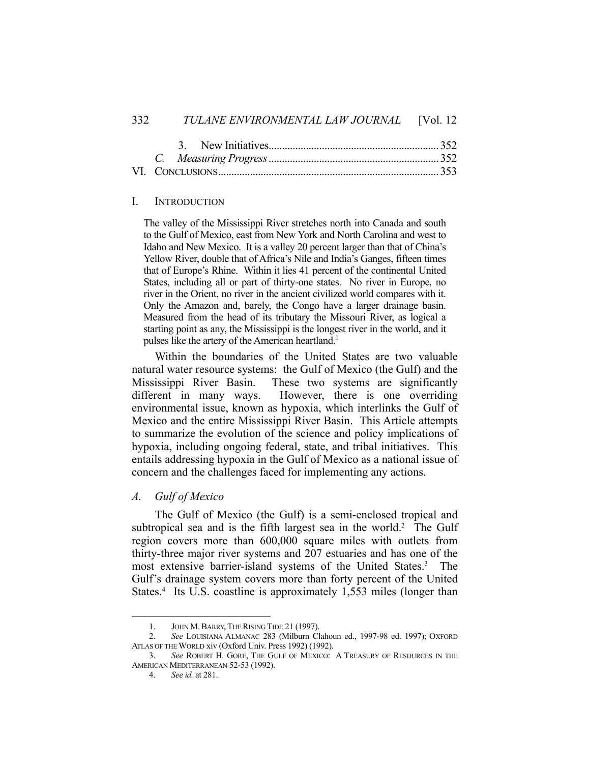3. New Initiatives ............................................................... 352

*C. Measuring Progress* ............................................................... 352

VI. CONCLUSIONS ................................................................................. 353

## I. INTRODUCTION

> The valley of the Mississippi River stretches north into Canada and south to the Gulf of Mexico, east from New York and North Carolina and west to Idaho and New Mexico. It is a valley 20 percent larger than that of China's Yellow River, double that of Africa's Nile and India's Ganges, fifteen times that of Europe's Rhine. Within it lies 41 percent of the continental United States, including all or part of thirty-one states. No river in Europe, no river in the Orient, no river in the ancient civilized world compares with it. Only the Amazon and, barely, the Congo have a larger drainage basin. Measured from the head of its tributary the Missouri River, as logical a starting point as any, the Mississippi is the longest river in the world, and it pulses like the artery of the American heartland.[1]

Within the boundaries of the United States are two valuable natural water resource systems: the Gulf of Mexico (the Gulf) and the Mississippi River Basin. These two systems are significantly different in many ways. However, there is one overriding environmental issue, known as hypoxia, which interlinks the Gulf of Mexico and the entire Mississippi River Basin. This Article attempts to summarize the evolution of the science and policy implications of hypoxia, including ongoing federal, state, and tribal initiatives. This entails addressing hypoxia in the Gulf of Mexico as a national issue of concern and the challenges faced for implementing any actions.

### *A. Gulf of Mexico*

The Gulf of Mexico (the Gulf) is a semi-enclosed tropical and subtropical sea and is the fifth largest sea in the world.[2] The Gulf region covers more than 600,000 square miles with outlets from thirty-three major river systems and 207 estuaries and has one of the most extensive barrier-island systems of the United States.[3] The Gulf's drainage system covers more than forty percent of the United States.[4] Its U.S. coastline is approximately 1,553 miles (longer than

---

1. JOHN M. BARRY, THE RISING TIDE 21 (1997).
2. *See* LOUISIANA ALMANAC 283 (Milburn Clahoun ed., 1997-98 ed. 1997); OXFORD ATLAS OF THE WORLD xiv (Oxford Univ. Press 1992) (1992).
3. *See* ROBERT H. GORE, THE GULF OF MEXICO: A TREASURY OF RESOURCES IN THE AMERICAN MEDITERRANEAN 52-53 (1992).
4. *See id.* at 281.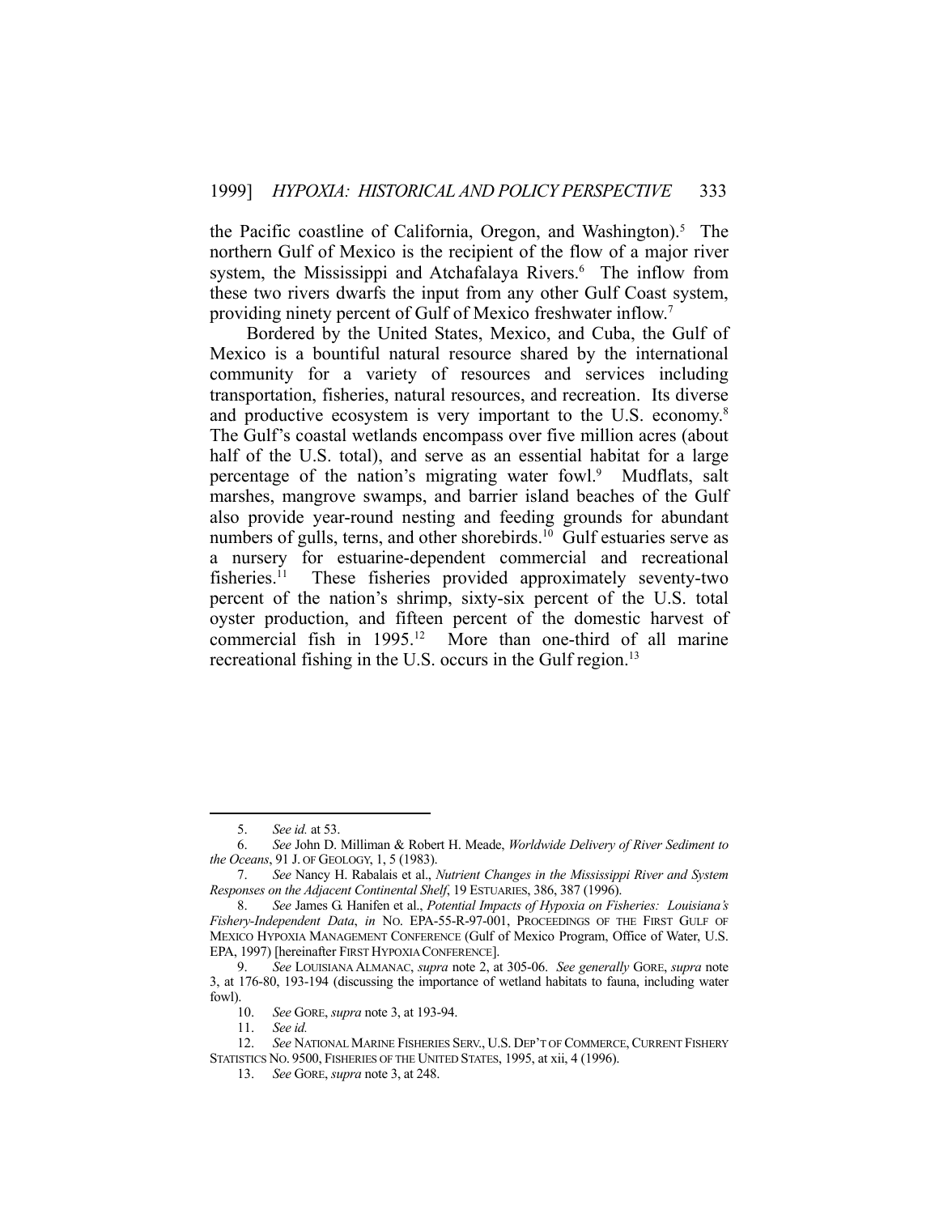the Pacific coastline of California, Oregon, and Washington).[5] The northern Gulf of Mexico is the recipient of the flow of a major river system, the Mississippi and Atchafalaya Rivers.[6] The inflow from these two rivers dwarfs the input from any other Gulf Coast system, providing ninety percent of Gulf of Mexico freshwater inflow.[7]

Bordered by the United States, Mexico, and Cuba, the Gulf of Mexico is a bountiful natural resource shared by the international community for a variety of resources and services including transportation, fisheries, natural resources, and recreation. Its diverse and productive ecosystem is very important to the U.S. economy.[8] The Gulf's coastal wetlands encompass over five million acres (about half of the U.S. total), and serve as an essential habitat for a large percentage of the nation's migrating water fowl.[9] Mudflats, salt marshes, mangrove swamps, and barrier island beaches of the Gulf also provide year-round nesting and feeding grounds for abundant numbers of gulls, terns, and other shorebirds.[10] Gulf estuaries serve as a nursery for estuarine-dependent commercial and recreational fisheries.[11] These fisheries provided approximately seventy-two percent of the nation's shrimp, sixty-six percent of the U.S. total oyster production, and fifteen percent of the domestic harvest of commercial fish in 1995.[12] More than one-third of all marine recreational fishing in the U.S. occurs in the Gulf region.[13]

---

5. *See id.* at 53.

6. *See* John D. Milliman & Robert H. Meade, *Worldwide Delivery of River Sediment to the Oceans*, 91 J. OF GEOLOGY, 1, 5 (1983).

7. *See* Nancy H. Rabalais et al., *Nutrient Changes in the Mississippi River and System Responses on the Adjacent Continental Shelf*, 19 ESTUARIES, 386, 387 (1996).

8. *See* James G. Hanifen et al., *Potential Impacts of Hypoxia on Fisheries: Louisiana's Fishery-Independent Data*, *in* NO. EPA-55-R-97-001, PROCEEDINGS OF THE FIRST GULF OF MEXICO HYPOXIA MANAGEMENT CONFERENCE (Gulf of Mexico Program, Office of Water, U.S. EPA, 1997) [hereinafter FIRST HYPOXIA CONFERENCE].

9. *See* LOUISIANA ALMANAC, *supra* note 2, at 305-06. *See generally* GORE, *supra* note 3, at 176-80, 193-194 (discussing the importance of wetland habitats to fauna, including water fowl).

10. *See* GORE, *supra* note 3, at 193-94.

11. *See id.*

12. *See* NATIONAL MARINE FISHERIES SERV., U.S. DEP'T OF COMMERCE, CURRENT FISHERY STATISTICS NO. 9500, FISHERIES OF THE UNITED STATES, 1995, at xii, 4 (1996).

13. *See* GORE, *supra* note 3, at 248.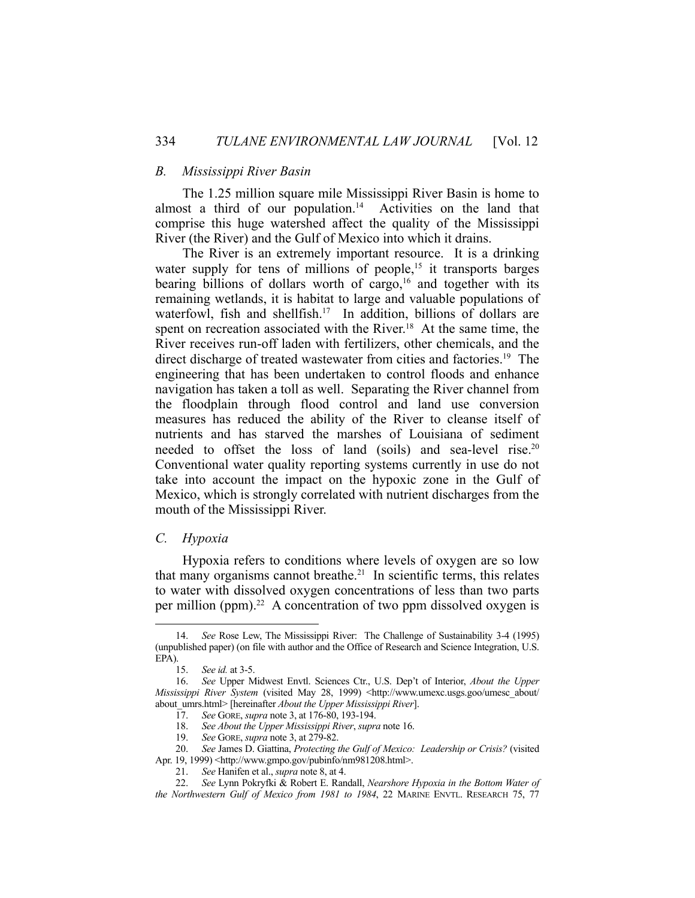### B. *Mississippi River Basin*

The 1.25 million square mile Mississippi River Basin is home to almost a third of our population.[14] Activities on the land that comprise this huge watershed affect the quality of the Mississippi River (the River) and the Gulf of Mexico into which it drains.

The River is an extremely important resource. It is a drinking water supply for tens of millions of people,[15] it transports barges bearing billions of dollars worth of cargo,[16] and together with its remaining wetlands, it is habitat to large and valuable populations of waterfowl, fish and shellfish.[17] In addition, billions of dollars are spent on recreation associated with the River.[18] At the same time, the River receives run-off laden with fertilizers, other chemicals, and the direct discharge of treated wastewater from cities and factories.[19] The engineering that has been undertaken to control floods and enhance navigation has taken a toll as well. Separating the River channel from the floodplain through flood control and land use conversion measures has reduced the ability of the River to cleanse itself of nutrients and has starved the marshes of Louisiana of sediment needed to offset the loss of land (soils) and sea-level rise.[20] Conventional water quality reporting systems currently in use do not take into account the impact on the hypoxic zone in the Gulf of Mexico, which is strongly correlated with nutrient discharges from the mouth of the Mississippi River.

### C. *Hypoxia*

Hypoxia refers to conditions where levels of oxygen are so low that many organisms cannot breathe.[21] In scientific terms, this relates to water with dissolved oxygen concentrations of less than two parts per million (ppm).[22] A concentration of two ppm dissolved oxygen is

---

14. *See* Rose Lew, The Mississippi River: The Challenge of Sustainability 3-4 (1995) (unpublished paper) (on file with author and the Office of Research and Science Integration, U.S. EPA).

15. *See id.* at 3-5.

16. *See* Upper Midwest Envtl. Sciences Ctr., U.S. Dep't of Interior, *About the Upper Mississippi River System* (visited May 28, 1999) <http://www.umexc.usgs.goo/umesc_about/about_umrs.html> [hereinafter *About the Upper Mississippi River*].

17. *See* GORE, *supra* note 3, at 176-80, 193-194.

18. *See About the Upper Mississippi River*, *supra* note 16.

19. *See* GORE, *supra* note 3, at 279-82.

20. *See* James D. Giattina, *Protecting the Gulf of Mexico: Leadership or Crisis?* (visited Apr. 19, 1999) <http://www.gmpo.gov/pubinfo/nm981208.html>.

21. *See* Hanifen et al., *supra* note 8, at 4.

22. *See* Lynn Pokryfki & Robert E. Randall, *Nearshore Hypoxia in the Bottom Water of the Northwestern Gulf of Mexico from 1981 to 1984*, 22 MARINE ENVTL. RESEARCH 75, 77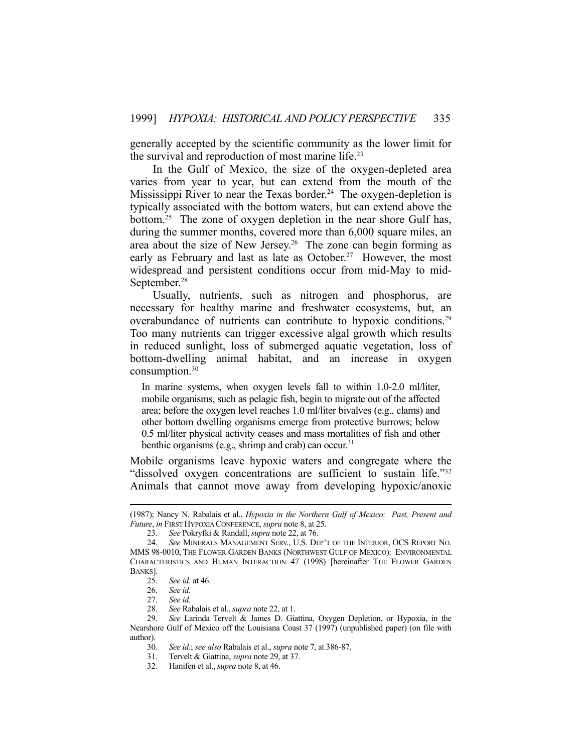generally accepted by the scientific community as the lower limit for the survival and reproduction of most marine life.[23]

In the Gulf of Mexico, the size of the oxygen-depleted area varies from year to year, but can extend from the mouth of the Mississippi River to near the Texas border.[24] The oxygen-depletion is typically associated with the bottom waters, but can extend above the bottom.[25] The zone of oxygen depletion in the near shore Gulf has, during the summer months, covered more than 6,000 square miles, an area about the size of New Jersey.[26] The zone can begin forming as early as February and last as late as October.[27] However, the most widespread and persistent conditions occur from mid-May to mid-September.[28]

Usually, nutrients, such as nitrogen and phosphorus, are necessary for healthy marine and freshwater ecosystems, but, an overabundance of nutrients can contribute to hypoxic conditions.[29] Too many nutrients can trigger excessive algal growth which results in reduced sunlight, loss of submerged aquatic vegetation, loss of bottom-dwelling animal habitat, and an increase in oxygen consumption.[30]

> In marine systems, when oxygen levels fall to within 1.0-2.0 ml/liter, mobile organisms, such as pelagic fish, begin to migrate out of the affected area; before the oxygen level reaches 1.0 ml/liter bivalves (e.g., clams) and other bottom dwelling organisms emerge from protective burrows; below 0.5 ml/liter physical activity ceases and mass mortalities of fish and other benthic organisms (e.g., shrimp and crab) can occur.[31]

Mobile organisms leave hypoxic waters and congregate where the "dissolved oxygen concentrations are sufficient to sustain life."[32] Animals that cannot move away from developing hypoxic/anoxic

---

(1987); Nancy N. Rabalais et al., *Hypoxia in the Northern Gulf of Mexico: Past, Present and Future*, *in* FIRST HYPOXIA CONFERENCE, *supra* note 8, at 25.

23. *See* Pokryfki & Randall, *supra* note 22, at 76.

24. *See* MINERALS MANAGEMENT SERV., U.S. DEP'T OF THE INTERIOR, OCS REPORT NO. MMS 98-0010, THE FLOWER GARDEN BANKS (NORTHWEST GULF OF MEXICO): ENVIRONMENTAL CHARACTERISTICS AND HUMAN INTERACTION 47 (1998) [hereinafter THE FLOWER GARDEN BANKS].

25. *See id.* at 46.

26. *See id.*

27. *See id.*

28. *See* Rabalais et al., *supra* note 22, at 1.

29. *See* Larinda Tervelt & James D. Giattina, Oxygen Depletion, or Hypoxia, in the Nearshore Gulf of Mexico off the Louisiana Coast 37 (1997) (unpublished paper) (on file with author).

30. *See id.*; *see also* Rabalais et al., *supra* note 7, at 386-87.

31. Tervelt & Giattina, *supra* note 29, at 37.

32. Hanifen et al., *supra* note 8, at 46.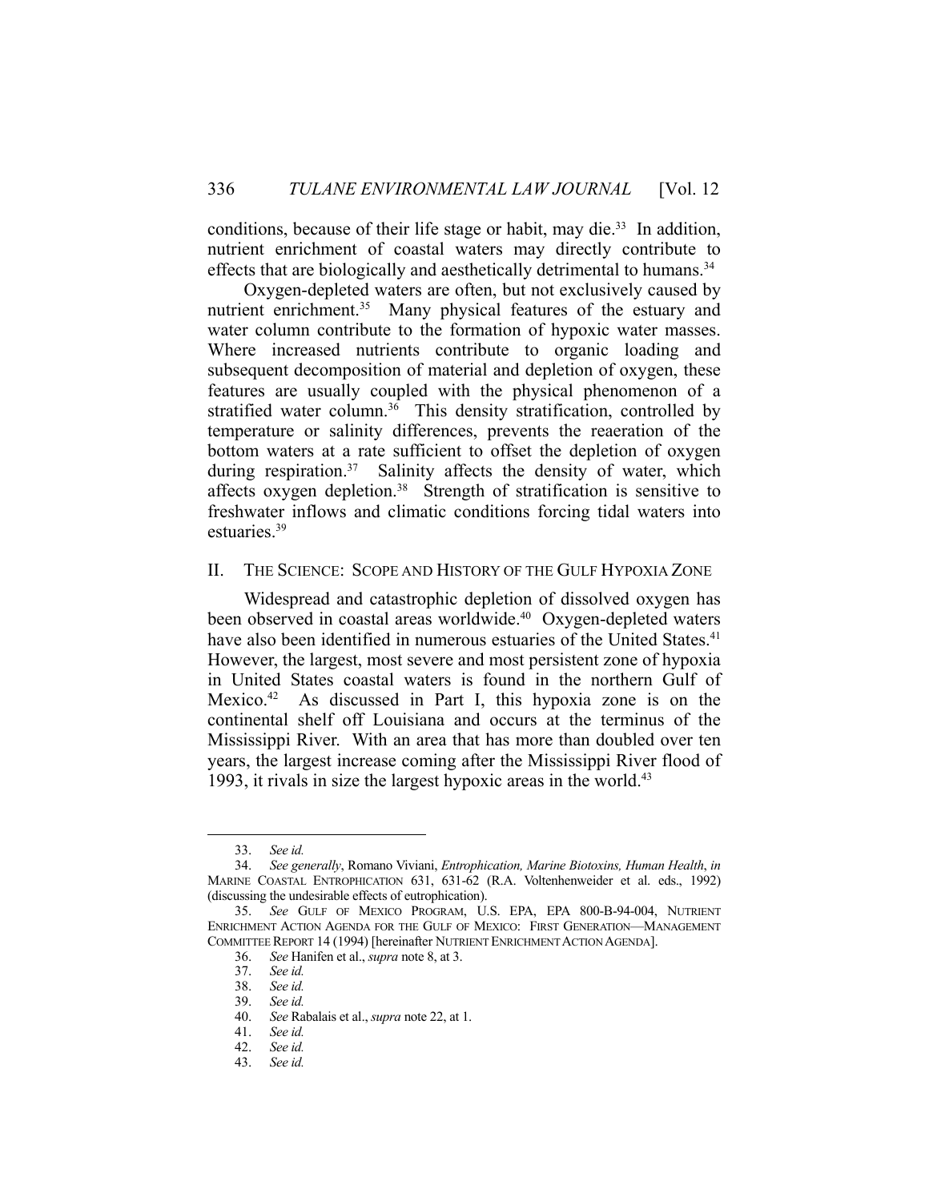conditions, because of their life stage or habit, may die.[33] In addition, nutrient enrichment of coastal waters may directly contribute to effects that are biologically and aesthetically detrimental to humans.[34]

Oxygen-depleted waters are often, but not exclusively caused by nutrient enrichment.[35] Many physical features of the estuary and water column contribute to the formation of hypoxic water masses. Where increased nutrients contribute to organic loading and subsequent decomposition of material and depletion of oxygen, these features are usually coupled with the physical phenomenon of a stratified water column.[36] This density stratification, controlled by temperature or salinity differences, prevents the reaeration of the bottom waters at a rate sufficient to offset the depletion of oxygen during respiration.[37] Salinity affects the density of water, which affects oxygen depletion.[38] Strength of stratification is sensitive to freshwater inflows and climatic conditions forcing tidal waters into estuaries.[39]

## II. THE SCIENCE: SCOPE AND HISTORY OF THE GULF HYPOXIA ZONE

Widespread and catastrophic depletion of dissolved oxygen has been observed in coastal areas worldwide.[40] Oxygen-depleted waters have also been identified in numerous estuaries of the United States.[41] However, the largest, most severe and most persistent zone of hypoxia in United States coastal waters is found in the northern Gulf of Mexico.[42] As discussed in Part I, this hypoxia zone is on the continental shelf off Louisiana and occurs at the terminus of the Mississippi River. With an area that has more than doubled over ten years, the largest increase coming after the Mississippi River flood of 1993, it rivals in size the largest hypoxic areas in the world.[43]

---

33. *See id.*
34. *See generally*, Romano Viviani, *Entrophication, Marine Biotoxins, Human Health*, *in* MARINE COASTAL ENTROPHICATION 631, 631-62 (R.A. Voltenhenweider et al. eds., 1992) (discussing the undesirable effects of eutrophication).
35. *See* GULF OF MEXICO PROGRAM, U.S. EPA, EPA 800-B-94-004, NUTRIENT ENRICHMENT ACTION AGENDA FOR THE GULF OF MEXICO: FIRST GENERATION—MANAGEMENT COMMITTEE REPORT 14 (1994) [hereinafter NUTRIENT ENRICHMENT ACTION AGENDA].
36. *See* Hanifen et al., *supra* note 8, at 3.
37. *See id.*
38. *See id.*
39. *See id.*
40. *See* Rabalais et al., *supra* note 22, at 1.
41. *See id.*
42. *See id.*
43. *See id.*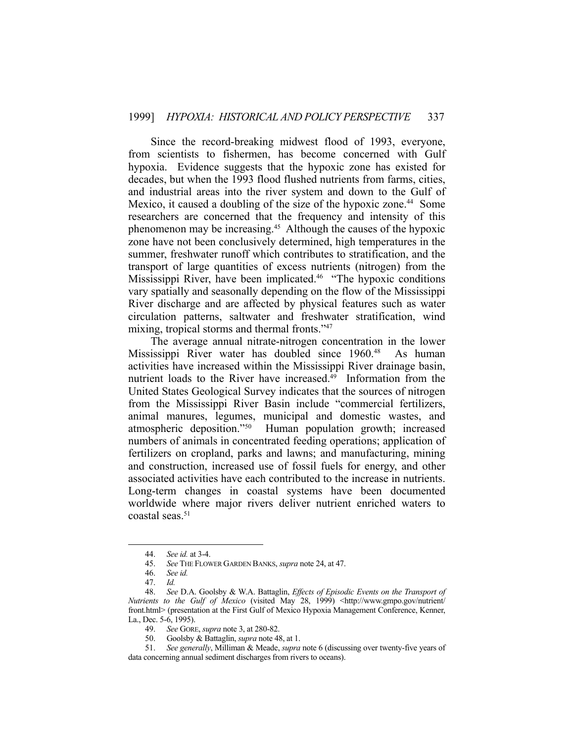Since the record-breaking midwest flood of 1993, everyone, from scientists to fishermen, has become concerned with Gulf hypoxia. Evidence suggests that the hypoxic zone has existed for decades, but when the 1993 flood flushed nutrients from farms, cities, and industrial areas into the river system and down to the Gulf of Mexico, it caused a doubling of the size of the hypoxic zone.[44] Some researchers are concerned that the frequency and intensity of this phenomenon may be increasing.[45] Although the causes of the hypoxic zone have not been conclusively determined, high temperatures in the summer, freshwater runoff which contributes to stratification, and the transport of large quantities of excess nutrients (nitrogen) from the Mississippi River, have been implicated.[46] "The hypoxic conditions vary spatially and seasonally depending on the flow of the Mississippi River discharge and are affected by physical features such as water circulation patterns, saltwater and freshwater stratification, wind mixing, tropical storms and thermal fronts."[47]

The average annual nitrate-nitrogen concentration in the lower Mississippi River water has doubled since 1960.[48] As human activities have increased within the Mississippi River drainage basin, nutrient loads to the River have increased.[49] Information from the United States Geological Survey indicates that the sources of nitrogen from the Mississippi River Basin include "commercial fertilizers, animal manures, legumes, municipal and domestic wastes, and atmospheric deposition."[50] Human population growth; increased numbers of animals in concentrated feeding operations; application of fertilizers on cropland, parks and lawns; and manufacturing, mining and construction, increased use of fossil fuels for energy, and other associated activities have each contributed to the increase in nutrients. Long-term changes in coastal systems have been documented worldwide where major rivers deliver nutrient enriched waters to coastal seas.[51]

---

44. *See id.* at 3-4.

45. *See* THE FLOWER GARDEN BANKS, *supra* note 24, at 47.

46. *See id.*

47. *Id.*

48. *See* D.A. Goolsby & W.A. Battaglin, *Effects of Episodic Events on the Transport of Nutrients to the Gulf of Mexico* (visited May 28, 1999) <http://www.gmpo.gov/nutrient/front.html> (presentation at the First Gulf of Mexico Hypoxia Management Conference, Kenner, La., Dec. 5-6, 1995).

49. *See* GORE, *supra* note 3, at 280-82.

50. Goolsby & Battaglin, *supra* note 48, at 1.

51. *See generally*, Milliman & Meade, *supra* note 6 (discussing over twenty-five years of data concerning annual sediment discharges from rivers to oceans).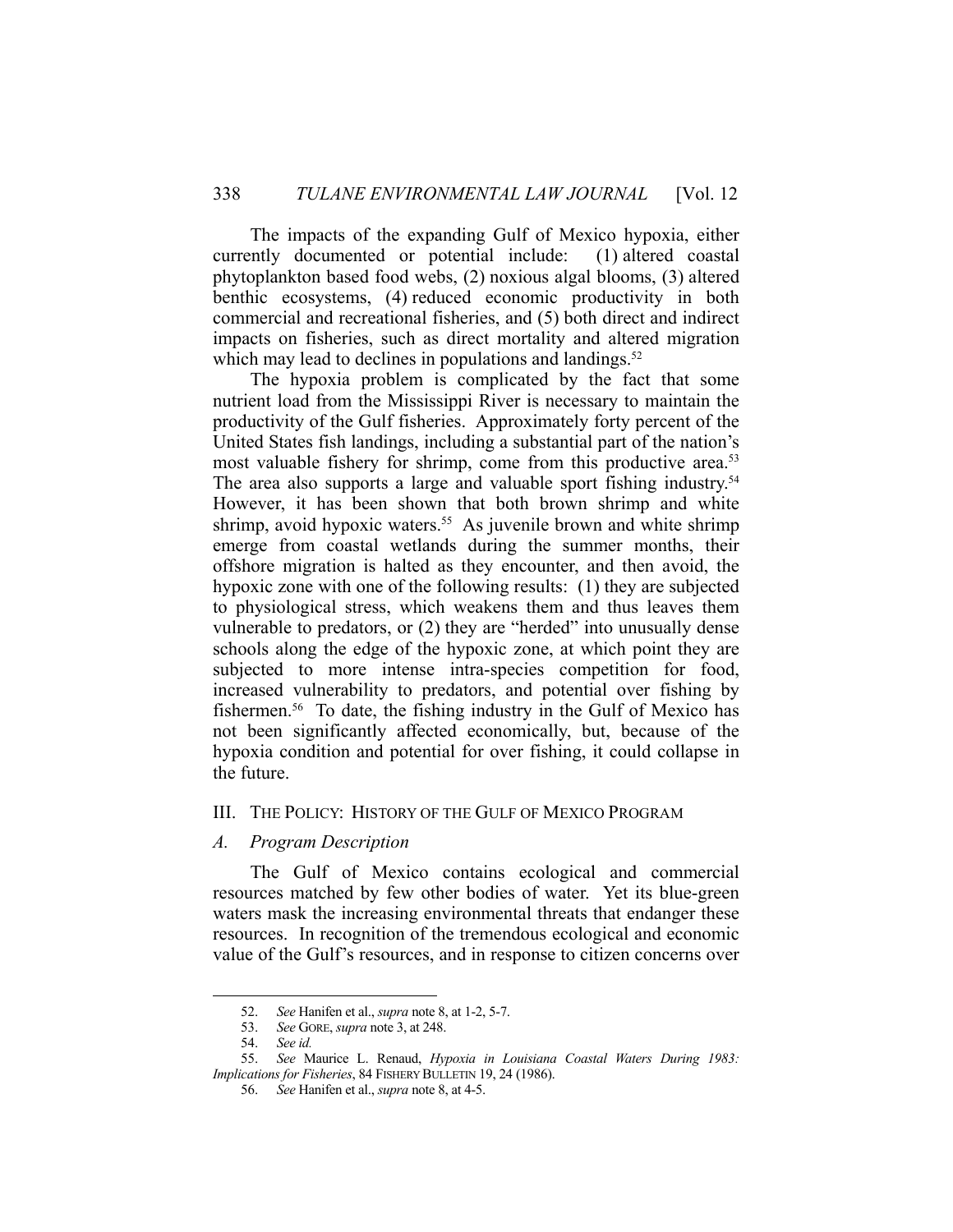The impacts of the expanding Gulf of Mexico hypoxia, either currently documented or potential include: (1) altered coastal phytoplankton based food webs, (2) noxious algal blooms, (3) altered benthic ecosystems, (4) reduced economic productivity in both commercial and recreational fisheries, and (5) both direct and indirect impacts on fisheries, such as direct mortality and altered migration which may lead to declines in populations and landings.[52]

The hypoxia problem is complicated by the fact that some nutrient load from the Mississippi River is necessary to maintain the productivity of the Gulf fisheries. Approximately forty percent of the United States fish landings, including a substantial part of the nation's most valuable fishery for shrimp, come from this productive area.[53] The area also supports a large and valuable sport fishing industry.[54] However, it has been shown that both brown shrimp and white shrimp, avoid hypoxic waters.[55] As juvenile brown and white shrimp emerge from coastal wetlands during the summer months, their offshore migration is halted as they encounter, and then avoid, the hypoxic zone with one of the following results: (1) they are subjected to physiological stress, which weakens them and thus leaves them vulnerable to predators, or (2) they are "herded" into unusually dense schools along the edge of the hypoxic zone, at which point they are subjected to more intense intra-species competition for food, increased vulnerability to predators, and potential over fishing by fishermen.[56] To date, the fishing industry in the Gulf of Mexico has not been significantly affected economically, but, because of the hypoxia condition and potential for over fishing, it could collapse in the future.

## III. The Policy: History of the Gulf of Mexico Program

### *A. Program Description*

The Gulf of Mexico contains ecological and commercial resources matched by few other bodies of water. Yet its blue-green waters mask the increasing environmental threats that endanger these resources. In recognition of the tremendous ecological and economic value of the Gulf's resources, and in response to citizen concerns over

---

52. *See* Hanifen et al., *supra* note 8, at 1-2, 5-7.

53. *See* GORE, *supra* note 3, at 248.

54. *See id.*

55. *See* Maurice L. Renaud, *Hypoxia in Louisiana Coastal Waters During 1983: Implications for Fisheries*, 84 FISHERY BULLETIN 19, 24 (1986).

56. *See* Hanifen et al., *supra* note 8, at 4-5.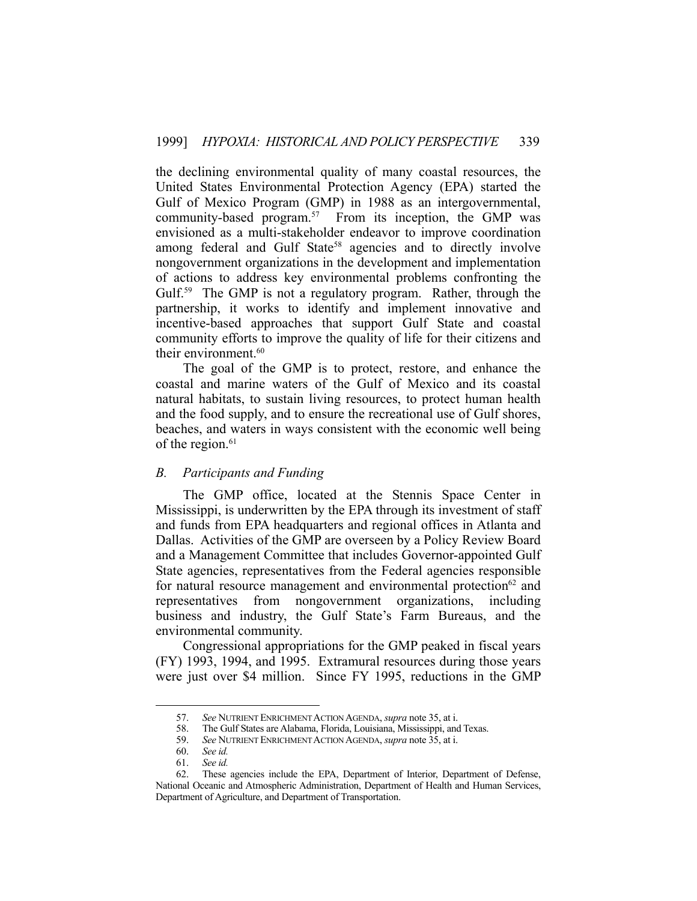the declining environmental quality of many coastal resources, the United States Environmental Protection Agency (EPA) started the Gulf of Mexico Program (GMP) in 1988 as an intergovernmental, community-based program.[57] From its inception, the GMP was envisioned as a multi-stakeholder endeavor to improve coordination among federal and Gulf State[58] agencies and to directly involve nongovernment organizations in the development and implementation of actions to address key environmental problems confronting the Gulf.[59] The GMP is not a regulatory program. Rather, through the partnership, it works to identify and implement innovative and incentive-based approaches that support Gulf State and coastal community efforts to improve the quality of life for their citizens and their environment.[60]

The goal of the GMP is to protect, restore, and enhance the coastal and marine waters of the Gulf of Mexico and its coastal natural habitats, to sustain living resources, to protect human health and the food supply, and to ensure the recreational use of Gulf shores, beaches, and waters in ways consistent with the economic well being of the region.[61]

### *B. Participants and Funding*

The GMP office, located at the Stennis Space Center in Mississippi, is underwritten by the EPA through its investment of staff and funds from EPA headquarters and regional offices in Atlanta and Dallas. Activities of the GMP are overseen by a Policy Review Board and a Management Committee that includes Governor-appointed Gulf State agencies, representatives from the Federal agencies responsible for natural resource management and environmental protection[62] and representatives from nongovernment organizations, including business and industry, the Gulf State's Farm Bureaus, and the environmental community.

Congressional appropriations for the GMP peaked in fiscal years (FY) 1993, 1994, and 1995. Extramural resources during those years were just over $4 million. Since FY 1995, reductions in the GMP

---

57. *See* NUTRIENT ENRICHMENT ACTION AGENDA, *supra* note 35, at i.

58. The Gulf States are Alabama, Florida, Louisiana, Mississippi, and Texas.

59. *See* NUTRIENT ENRICHMENT ACTION AGENDA, *supra* note 35, at i.

60. *See id.*

61. *See id.*

62. These agencies include the EPA, Department of Interior, Department of Defense, National Oceanic and Atmospheric Administration, Department of Health and Human Services, Department of Agriculture, and Department of Transportation.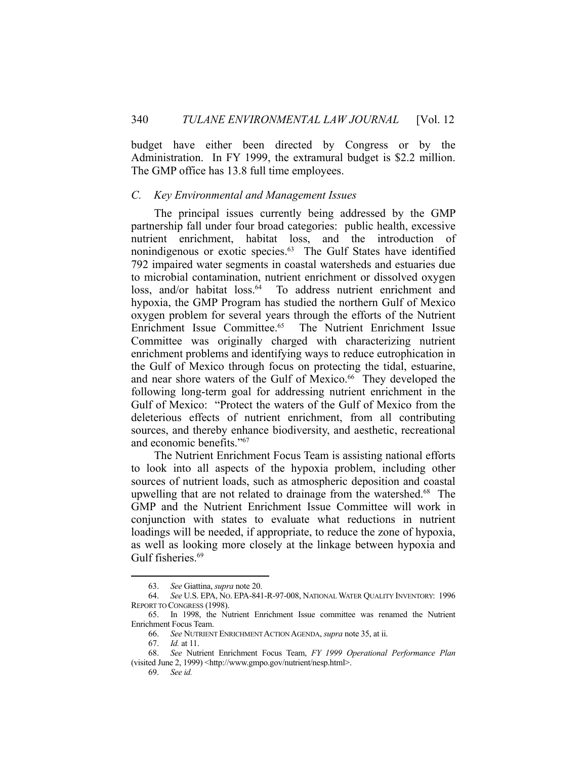budget have either been directed by Congress or by the Administration. In FY 1999, the extramural budget is $2.2 million. The GMP office has 13.8 full time employees.

### *C. Key Environmental and Management Issues*

The principal issues currently being addressed by the GMP partnership fall under four broad categories: public health, excessive nutrient enrichment, habitat loss, and the introduction of nonindigenous or exotic species.[63] The Gulf States have identified 792 impaired water segments in coastal watersheds and estuaries due to microbial contamination, nutrient enrichment or dissolved oxygen loss, and/or habitat loss.[64] To address nutrient enrichment and hypoxia, the GMP Program has studied the northern Gulf of Mexico oxygen problem for several years through the efforts of the Nutrient Enrichment Issue Committee.[65] The Nutrient Enrichment Issue Committee was originally charged with characterizing nutrient enrichment problems and identifying ways to reduce eutrophication in the Gulf of Mexico through focus on protecting the tidal, estuarine, and near shore waters of the Gulf of Mexico.[66] They developed the following long-term goal for addressing nutrient enrichment in the Gulf of Mexico: "Protect the waters of the Gulf of Mexico from the deleterious effects of nutrient enrichment, from all contributing sources, and thereby enhance biodiversity, and aesthetic, recreational and economic benefits."[67]

The Nutrient Enrichment Focus Team is assisting national efforts to look into all aspects of the hypoxia problem, including other sources of nutrient loads, such as atmospheric deposition and coastal upwelling that are not related to drainage from the watershed.[68] The GMP and the Nutrient Enrichment Issue Committee will work in conjunction with states to evaluate what reductions in nutrient loadings will be needed, if appropriate, to reduce the zone of hypoxia, as well as looking more closely at the linkage between hypoxia and Gulf fisheries.[69]

---

63. *See* Giattina, *supra* note 20.

64. *See* U.S. EPA, NO. EPA-841-R-97-008, NATIONAL WATER QUALITY INVENTORY: 1996 REPORT TO CONGRESS (1998).

65. In 1998, the Nutrient Enrichment Issue committee was renamed the Nutrient Enrichment Focus Team.

66. *See* NUTRIENT ENRICHMENT ACTION AGENDA, *supra* note 35, at ii.

67. *Id.* at 11.

68. *See* Nutrient Enrichment Focus Team, *FY 1999 Operational Performance Plan* (visited June 2, 1999) <http://www.gmpo.gov/nutrient/nesp.html>.

69. *See id.*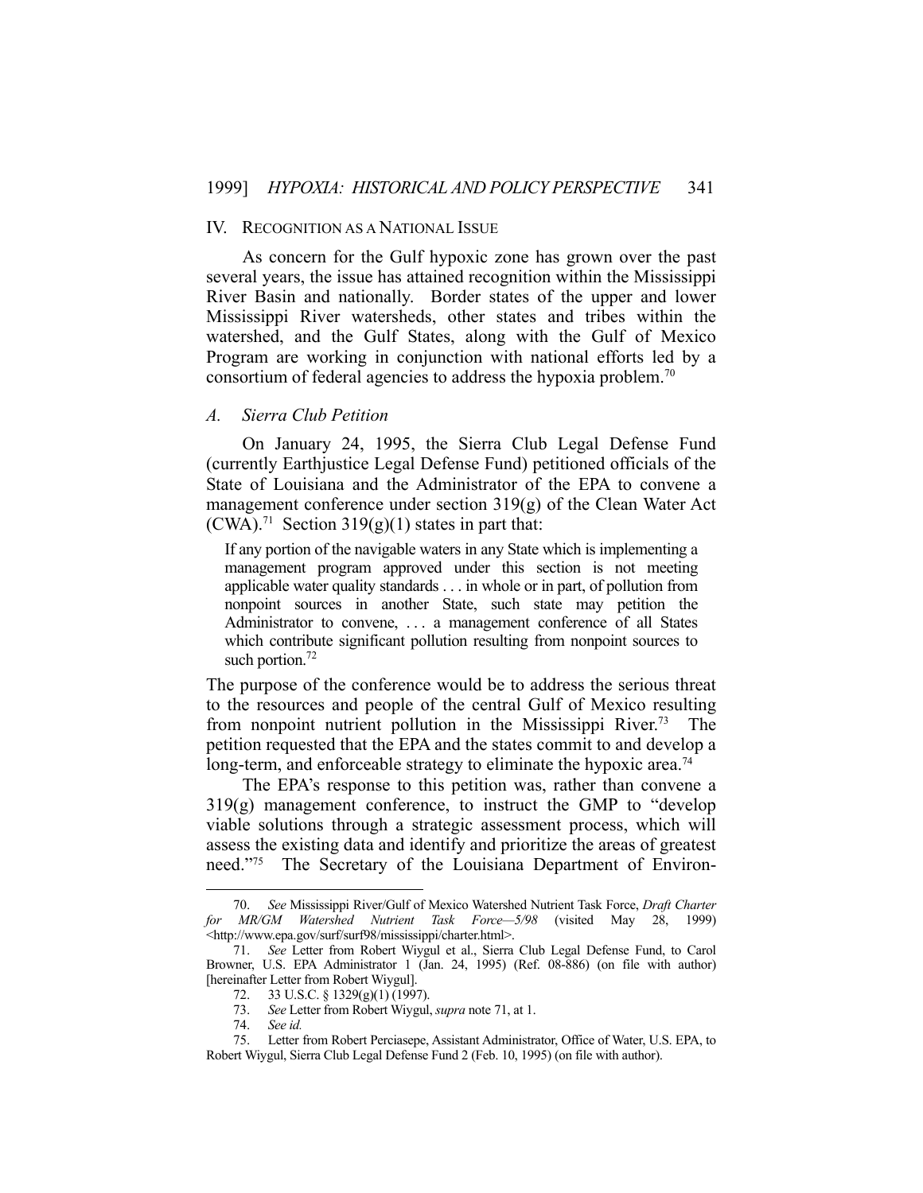## IV. Recognition as a National Issue

As concern for the Gulf hypoxic zone has grown over the past several years, the issue has attained recognition within the Mississippi River Basin and nationally. Border states of the upper and lower Mississippi River watersheds, other states and tribes within the watershed, and the Gulf States, along with the Gulf of Mexico Program are working in conjunction with national efforts led by a consortium of federal agencies to address the hypoxia problem.[70]

### *A. Sierra Club Petition*

On January 24, 1995, the Sierra Club Legal Defense Fund (currently Earthjustice Legal Defense Fund) petitioned officials of the State of Louisiana and the Administrator of the EPA to convene a management conference under section 319(g) of the Clean Water Act (CWA).[71] Section 319(g)(1) states in part that:

> If any portion of the navigable waters in any State which is implementing a management program approved under this section is not meeting applicable water quality standards . . . in whole or in part, of pollution from nonpoint sources in another State, such state may petition the Administrator to convene, . . . a management conference of all States which contribute significant pollution resulting from nonpoint sources to such portion.[72]

The purpose of the conference would be to address the serious threat to the resources and people of the central Gulf of Mexico resulting from nonpoint nutrient pollution in the Mississippi River.[73] The petition requested that the EPA and the states commit to and develop a long-term, and enforceable strategy to eliminate the hypoxic area.[74]

The EPA's response to this petition was, rather than convene a 319(g) management conference, to instruct the GMP to "develop viable solutions through a strategic assessment process, which will assess the existing data and identify and prioritize the areas of greatest need."[75] The Secretary of the Louisiana Department of Environ-

---

70. *See* Mississippi River/Gulf of Mexico Watershed Nutrient Task Force, *Draft Charter for MR/GM Watershed Nutrient Task Force—5/98* (visited May 28, 1999) <http://www.epa.gov/surf/surf98/mississippi/charter.html>.

71. *See* Letter from Robert Wiygul et al., Sierra Club Legal Defense Fund, to Carol Browner, U.S. EPA Administrator 1 (Jan. 24, 1995) (Ref. 08-886) (on file with author) [hereinafter Letter from Robert Wiygul].

72. 33 U.S.C. § 1329(g)(1) (1997).

73. *See* Letter from Robert Wiygul, *supra* note 71, at 1.

74. *See id.*

75. Letter from Robert Perciasepe, Assistant Administrator, Office of Water, U.S. EPA, to Robert Wiygul, Sierra Club Legal Defense Fund 2 (Feb. 10, 1995) (on file with author).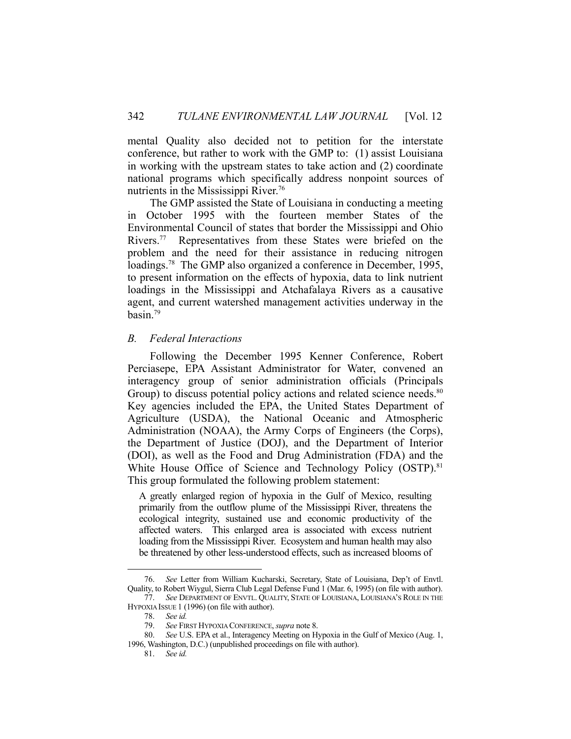mental Quality also decided not to petition for the interstate conference, but rather to work with the GMP to: (1) assist Louisiana in working with the upstream states to take action and (2) coordinate national programs which specifically address nonpoint sources of nutrients in the Mississippi River.[76]

The GMP assisted the State of Louisiana in conducting a meeting in October 1995 with the fourteen member States of the Environmental Council of states that border the Mississippi and Ohio Rivers.[77] Representatives from these States were briefed on the problem and the need for their assistance in reducing nitrogen loadings.[78] The GMP also organized a conference in December, 1995, to present information on the effects of hypoxia, data to link nutrient loadings in the Mississippi and Atchafalaya Rivers as a causative agent, and current watershed management activities underway in the basin.[79]

### *B. Federal Interactions*

Following the December 1995 Kenner Conference, Robert Perciasepe, EPA Assistant Administrator for Water, convened an interagency group of senior administration officials (Principals Group) to discuss potential policy actions and related science needs.[80] Key agencies included the EPA, the United States Department of Agriculture (USDA), the National Oceanic and Atmospheric Administration (NOAA), the Army Corps of Engineers (the Corps), the Department of Justice (DOJ), and the Department of Interior (DOI), as well as the Food and Drug Administration (FDA) and the White House Office of Science and Technology Policy (OSTP).[81] This group formulated the following problem statement:

> A greatly enlarged region of hypoxia in the Gulf of Mexico, resulting primarily from the outflow plume of the Mississippi River, threatens the ecological integrity, sustained use and economic productivity of the affected waters. This enlarged area is associated with excess nutrient loading from the Mississippi River. Ecosystem and human health may also be threatened by other less-understood effects, such as increased blooms of

---

76. *See* Letter from William Kucharski, Secretary, State of Louisiana, Dep't of Envtl. Quality, to Robert Wiygul, Sierra Club Legal Defense Fund 1 (Mar. 6, 1995) (on file with author).

77. *See* DEPARTMENT OF ENVTL. QUALITY, STATE OF LOUISIANA, LOUISIANA'S ROLE IN THE HYPOXIA ISSUE 1 (1996) (on file with author).

78. *See id.*

79. *See* FIRST HYPOXIA CONFERENCE, *supra* note 8.

80. *See* U.S. EPA et al., Interagency Meeting on Hypoxia in the Gulf of Mexico (Aug. 1, 1996, Washington, D.C.) (unpublished proceedings on file with author).

81. *See id.*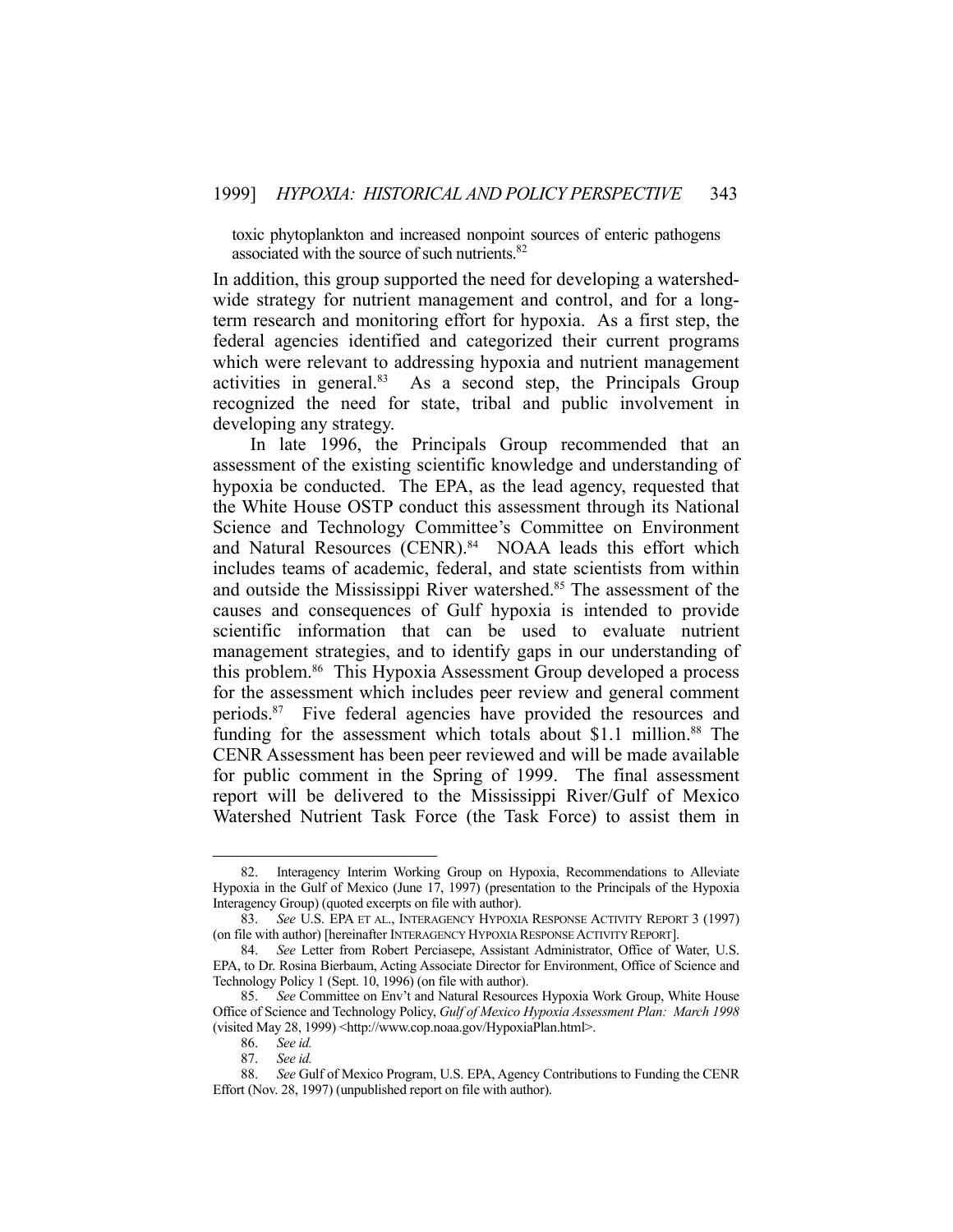> toxic phytoplankton and increased nonpoint sources of enteric pathogens associated with the source of such nutrients.[82]

In addition, this group supported the need for developing a watershed-wide strategy for nutrient management and control, and for a long-term research and monitoring effort for hypoxia. As a first step, the federal agencies identified and categorized their current programs which were relevant to addressing hypoxia and nutrient management activities in general.[83] As a second step, the Principals Group recognized the need for state, tribal and public involvement in developing any strategy.

In late 1996, the Principals Group recommended that an assessment of the existing scientific knowledge and understanding of hypoxia be conducted. The EPA, as the lead agency, requested that the White House OSTP conduct this assessment through its National Science and Technology Committee's Committee on Environment and Natural Resources (CENR).[84] NOAA leads this effort which includes teams of academic, federal, and state scientists from within and outside the Mississippi River watershed.[85] The assessment of the causes and consequences of Gulf hypoxia is intended to provide scientific information that can be used to evaluate nutrient management strategies, and to identify gaps in our understanding of this problem.[86] This Hypoxia Assessment Group developed a process for the assessment which includes peer review and general comment periods.[87] Five federal agencies have provided the resources and funding for the assessment which totals about $1.1 million.[88] The CENR Assessment has been peer reviewed and will be made available for public comment in the Spring of 1999. The final assessment report will be delivered to the Mississippi River/Gulf of Mexico Watershed Nutrient Task Force (the Task Force) to assist them in

---

82. Interagency Interim Working Group on Hypoxia, Recommendations to Alleviate Hypoxia in the Gulf of Mexico (June 17, 1997) (presentation to the Principals of the Hypoxia Interagency Group) (quoted excerpts on file with author).

83. *See* U.S. EPA ET AL., INTERAGENCY HYPOXIA RESPONSE ACTIVITY REPORT 3 (1997) (on file with author) [hereinafter INTERAGENCY HYPOXIA RESPONSE ACTIVITY REPORT].

84. *See* Letter from Robert Perciasepe, Assistant Administrator, Office of Water, U.S. EPA, to Dr. Rosina Bierbaum, Acting Associate Director for Environment, Office of Science and Technology Policy 1 (Sept. 10, 1996) (on file with author).

85. *See* Committee on Env't and Natural Resources Hypoxia Work Group, White House Office of Science and Technology Policy, *Gulf of Mexico Hypoxia Assessment Plan: March 1998* (visited May 28, 1999) <http://www.cop.noaa.gov/HypoxiaPlan.html>.

86. *See id.*

87. *See id.*

88. *See* Gulf of Mexico Program, U.S. EPA, Agency Contributions to Funding the CENR Effort (Nov. 28, 1997) (unpublished report on file with author).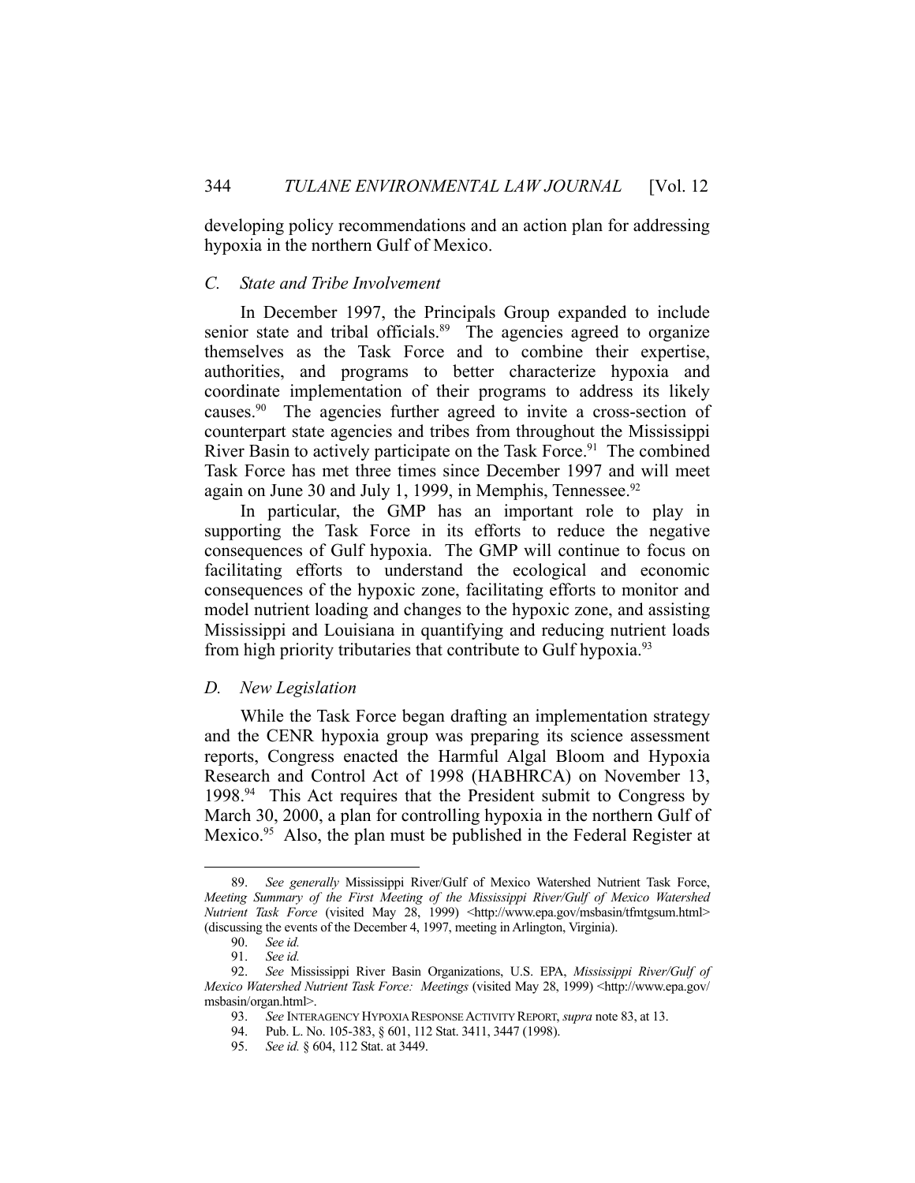developing policy recommendations and an action plan for addressing hypoxia in the northern Gulf of Mexico.

### *C. State and Tribe Involvement*

In December 1997, the Principals Group expanded to include senior state and tribal officials.[89] The agencies agreed to organize themselves as the Task Force and to combine their expertise, authorities, and programs to better characterize hypoxia and coordinate implementation of their programs to address its likely causes.[90] The agencies further agreed to invite a cross-section of counterpart state agencies and tribes from throughout the Mississippi River Basin to actively participate on the Task Force.[91] The combined Task Force has met three times since December 1997 and will meet again on June 30 and July 1, 1999, in Memphis, Tennessee.[92]

In particular, the GMP has an important role to play in supporting the Task Force in its efforts to reduce the negative consequences of Gulf hypoxia. The GMP will continue to focus on facilitating efforts to understand the ecological and economic consequences of the hypoxic zone, facilitating efforts to monitor and model nutrient loading and changes to the hypoxic zone, and assisting Mississippi and Louisiana in quantifying and reducing nutrient loads from high priority tributaries that contribute to Gulf hypoxia.[93]

### *D. New Legislation*

While the Task Force began drafting an implementation strategy and the CENR hypoxia group was preparing its science assessment reports, Congress enacted the Harmful Algal Bloom and Hypoxia Research and Control Act of 1998 (HABHRCA) on November 13, 1998.[94] This Act requires that the President submit to Congress by March 30, 2000, a plan for controlling hypoxia in the northern Gulf of Mexico.[95] Also, the plan must be published in the Federal Register at

---

89. *See generally* Mississippi River/Gulf of Mexico Watershed Nutrient Task Force, *Meeting Summary of the First Meeting of the Mississippi River/Gulf of Mexico Watershed Nutrient Task Force* (visited May 28, 1999) <http://www.epa.gov/msbasin/tfmtgsum.html> (discussing the events of the December 4, 1997, meeting in Arlington, Virginia).

90. *See id.*

91. *See id.*

92. *See* Mississippi River Basin Organizations, U.S. EPA, *Mississippi River/Gulf of Mexico Watershed Nutrient Task Force: Meetings* (visited May 28, 1999) <http://www.epa.gov/msbasin/organ.html>.

93. *See* INTERAGENCY HYPOXIA RESPONSE ACTIVITY REPORT, *supra* note 83, at 13.

94. Pub. L. No. 105-383, § 601, 112 Stat. 3411, 3447 (1998).

95. *See id.* § 604, 112 Stat. at 3449.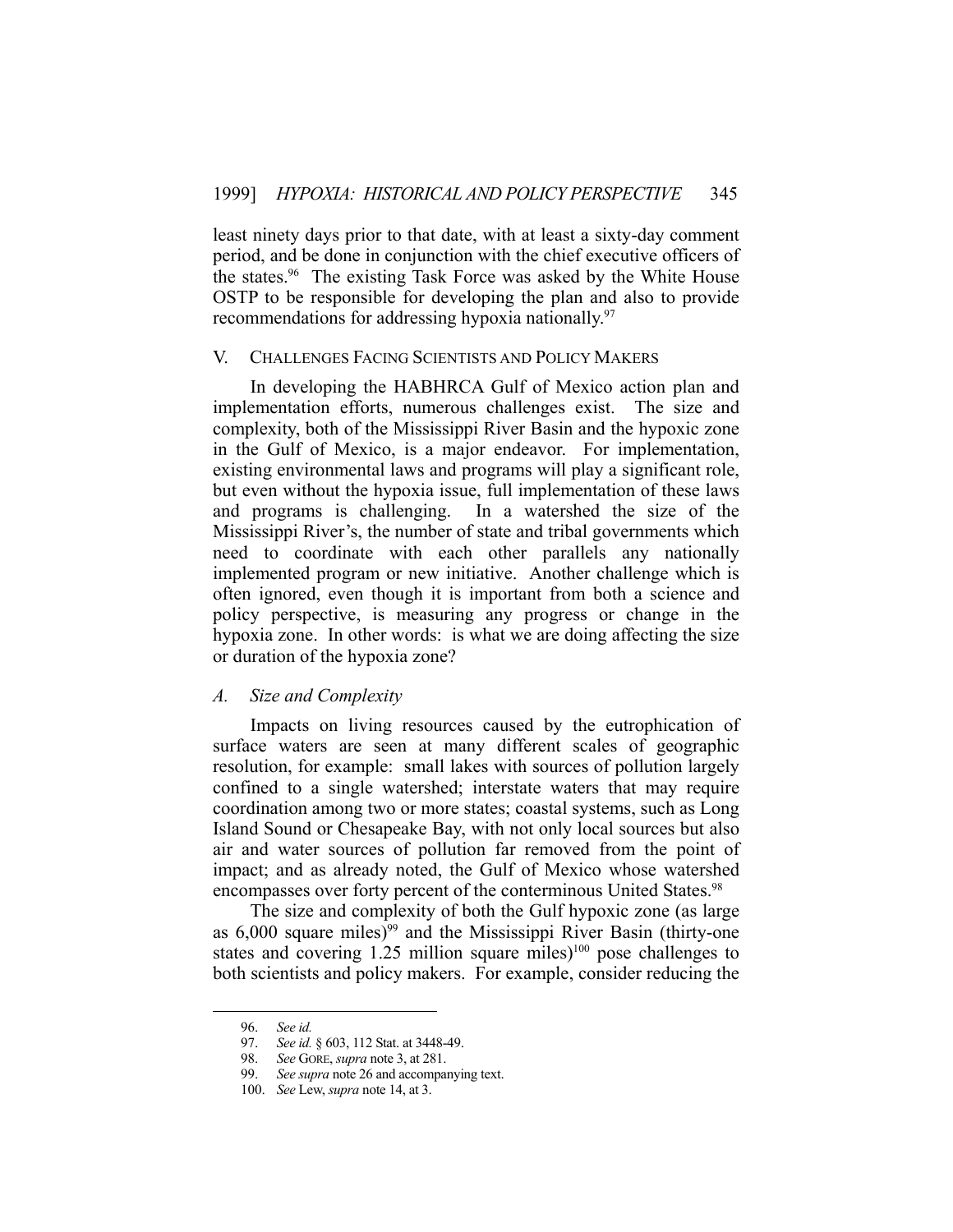least ninety days prior to that date, with at least a sixty-day comment period, and be done in conjunction with the chief executive officers of the states.[96] The existing Task Force was asked by the White House OSTP to be responsible for developing the plan and also to provide recommendations for addressing hypoxia nationally.[97]

## V. CHALLENGES FACING SCIENTISTS AND POLICY MAKERS

In developing the HABHRCA Gulf of Mexico action plan and implementation efforts, numerous challenges exist. The size and complexity, both of the Mississippi River Basin and the hypoxic zone in the Gulf of Mexico, is a major endeavor. For implementation, existing environmental laws and programs will play a significant role, but even without the hypoxia issue, full implementation of these laws and programs is challenging. In a watershed the size of the Mississippi River's, the number of state and tribal governments which need to coordinate with each other parallels any nationally implemented program or new initiative. Another challenge which is often ignored, even though it is important from both a science and policy perspective, is measuring any progress or change in the hypoxia zone. In other words: is what we are doing affecting the size or duration of the hypoxia zone?

### *A. Size and Complexity*

Impacts on living resources caused by the eutrophication of surface waters are seen at many different scales of geographic resolution, for example: small lakes with sources of pollution largely confined to a single watershed; interstate waters that may require coordination among two or more states; coastal systems, such as Long Island Sound or Chesapeake Bay, with not only local sources but also air and water sources of pollution far removed from the point of impact; and as already noted, the Gulf of Mexico whose watershed encompasses over forty percent of the conterminous United States.[98]

The size and complexity of both the Gulf hypoxic zone (as large as 6,000 square miles)[99] and the Mississippi River Basin (thirty-one states and covering 1.25 million square miles)[100] pose challenges to both scientists and policy makers. For example, consider reducing the

---

96. *See id.*

97. *See id.* § 603, 112 Stat. at 3448-49.

98. *See* GORE, *supra* note 3, at 281.

99. *See supra* note 26 and accompanying text.

100. *See* Lew, *supra* note 14, at 3.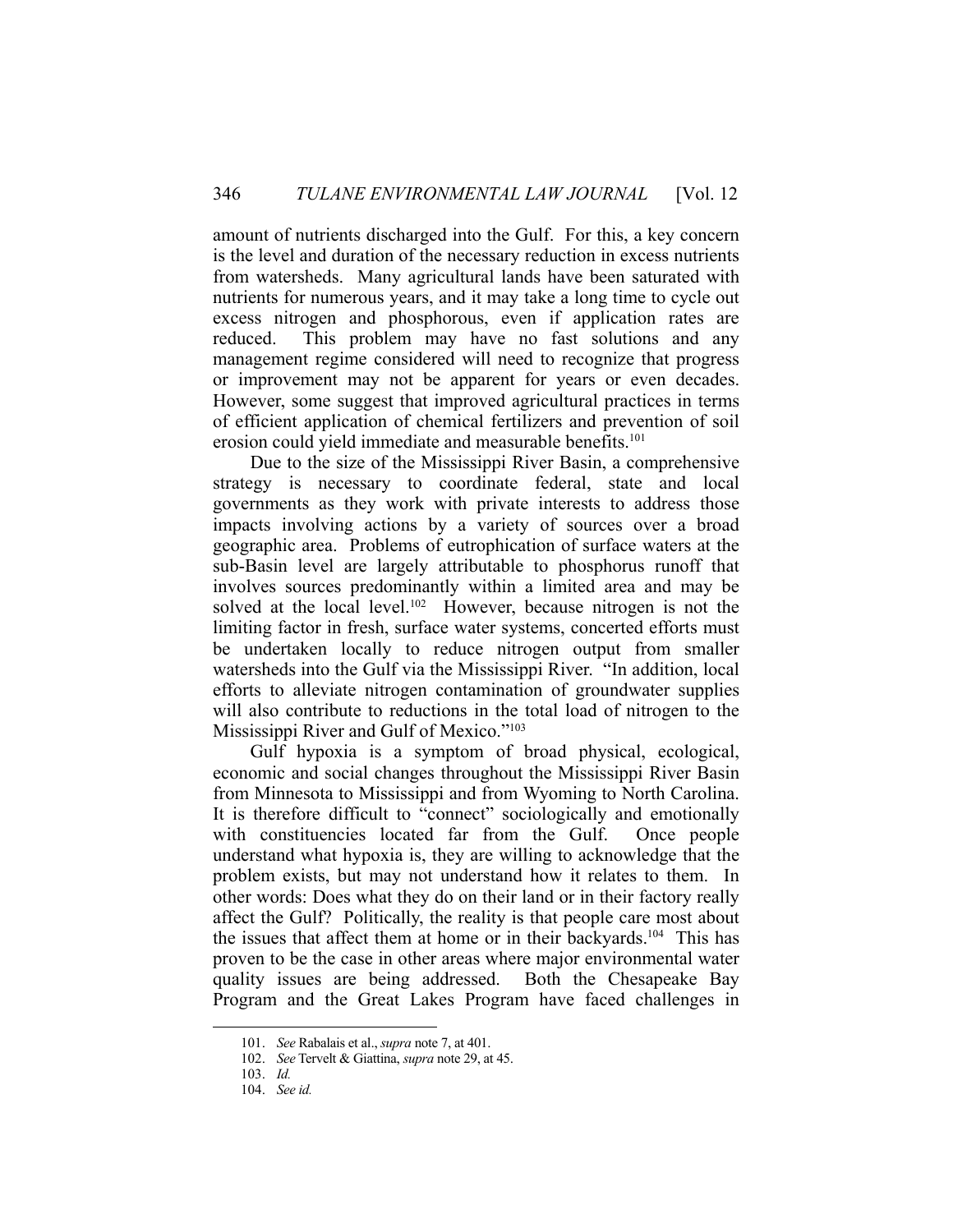amount of nutrients discharged into the Gulf. For this, a key concern is the level and duration of the necessary reduction in excess nutrients from watersheds. Many agricultural lands have been saturated with nutrients for numerous years, and it may take a long time to cycle out excess nitrogen and phosphorous, even if application rates are reduced. This problem may have no fast solutions and any management regime considered will need to recognize that progress or improvement may not be apparent for years or even decades. However, some suggest that improved agricultural practices in terms of efficient application of chemical fertilizers and prevention of soil erosion could yield immediate and measurable benefits.[101]

Due to the size of the Mississippi River Basin, a comprehensive strategy is necessary to coordinate federal, state and local governments as they work with private interests to address those impacts involving actions by a variety of sources over a broad geographic area. Problems of eutrophication of surface waters at the sub-Basin level are largely attributable to phosphorus runoff that involves sources predominantly within a limited area and may be solved at the local level.[102] However, because nitrogen is not the limiting factor in fresh, surface water systems, concerted efforts must be undertaken locally to reduce nitrogen output from smaller watersheds into the Gulf via the Mississippi River. "In addition, local efforts to alleviate nitrogen contamination of groundwater supplies will also contribute to reductions in the total load of nitrogen to the Mississippi River and Gulf of Mexico."[103]

Gulf hypoxia is a symptom of broad physical, ecological, economic and social changes throughout the Mississippi River Basin from Minnesota to Mississippi and from Wyoming to North Carolina. It is therefore difficult to "connect" sociologically and emotionally with constituencies located far from the Gulf. Once people understand what hypoxia is, they are willing to acknowledge that the problem exists, but may not understand how it relates to them. In other words: Does what they do on their land or in their factory really affect the Gulf? Politically, the reality is that people care most about the issues that affect them at home or in their backyards.[104] This has proven to be the case in other areas where major environmental water quality issues are being addressed. Both the Chesapeake Bay Program and the Great Lakes Program have faced challenges in

---

101. *See* Rabalais et al., *supra* note 7, at 401.

102. *See* Tervelt & Giattina, *supra* note 29, at 45.

103. *Id.*

104. *See id.*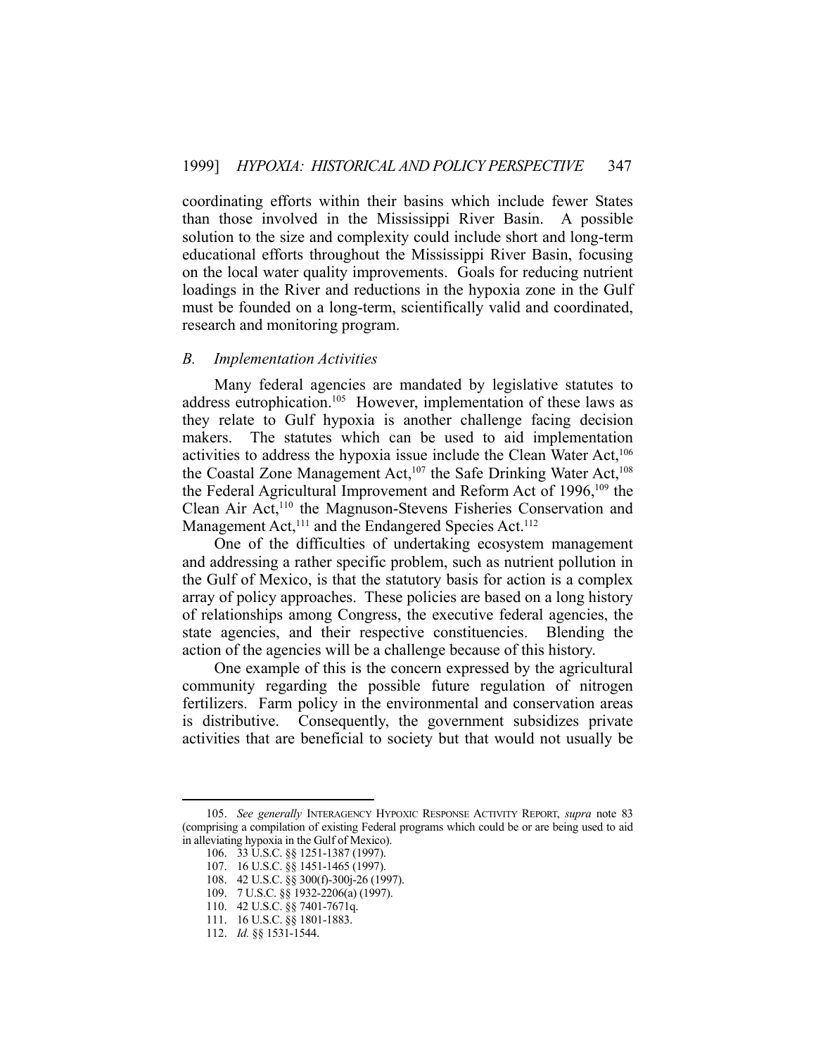coordinating efforts within their basins which include fewer States than those involved in the Mississippi River Basin. A possible solution to the size and complexity could include short and long-term educational efforts throughout the Mississippi River Basin, focusing on the local water quality improvements. Goals for reducing nutrient loadings in the River and reductions in the hypoxia zone in the Gulf must be founded on a long-term, scientifically valid and coordinated, research and monitoring program.

### *B. Implementation Activities*

Many federal agencies are mandated by legislative statutes to address eutrophication.[105] However, implementation of these laws as they relate to Gulf hypoxia is another challenge facing decision makers. The statutes which can be used to aid implementation activities to address the hypoxia issue include the Clean Water Act,[106] the Coastal Zone Management Act,[107] the Safe Drinking Water Act,[108] the Federal Agricultural Improvement and Reform Act of 1996,[109] the Clean Air Act,[110] the Magnuson-Stevens Fisheries Conservation and Management Act,[111] and the Endangered Species Act.[112]

One of the difficulties of undertaking ecosystem management and addressing a rather specific problem, such as nutrient pollution in the Gulf of Mexico, is that the statutory basis for action is a complex array of policy approaches. These policies are based on a long history of relationships among Congress, the executive federal agencies, the state agencies, and their respective constituencies. Blending the action of the agencies will be a challenge because of this history.

One example of this is the concern expressed by the agricultural community regarding the possible future regulation of nitrogen fertilizers. Farm policy in the environmental and conservation areas is distributive. Consequently, the government subsidizes private activities that are beneficial to society but that would not usually be

---

105. *See generally* INTERAGENCY HYPOXIC RESPONSE ACTIVITY REPORT, *supra* note 83 (comprising a compilation of existing Federal programs which could be or are being used to aid in alleviating hypoxia in the Gulf of Mexico).

106. 33 U.S.C. §§ 1251-1387 (1997).

107. 16 U.S.C. §§ 1451-1465 (1997).

108. 42 U.S.C. §§ 300(f)-300j-26 (1997).

109. 7 U.S.C. §§ 1932-2206(a) (1997).

110. 42 U.S.C. §§ 7401-7671q.

111. 16 U.S.C. §§ 1801-1883.

112. *Id.* §§ 1531-1544.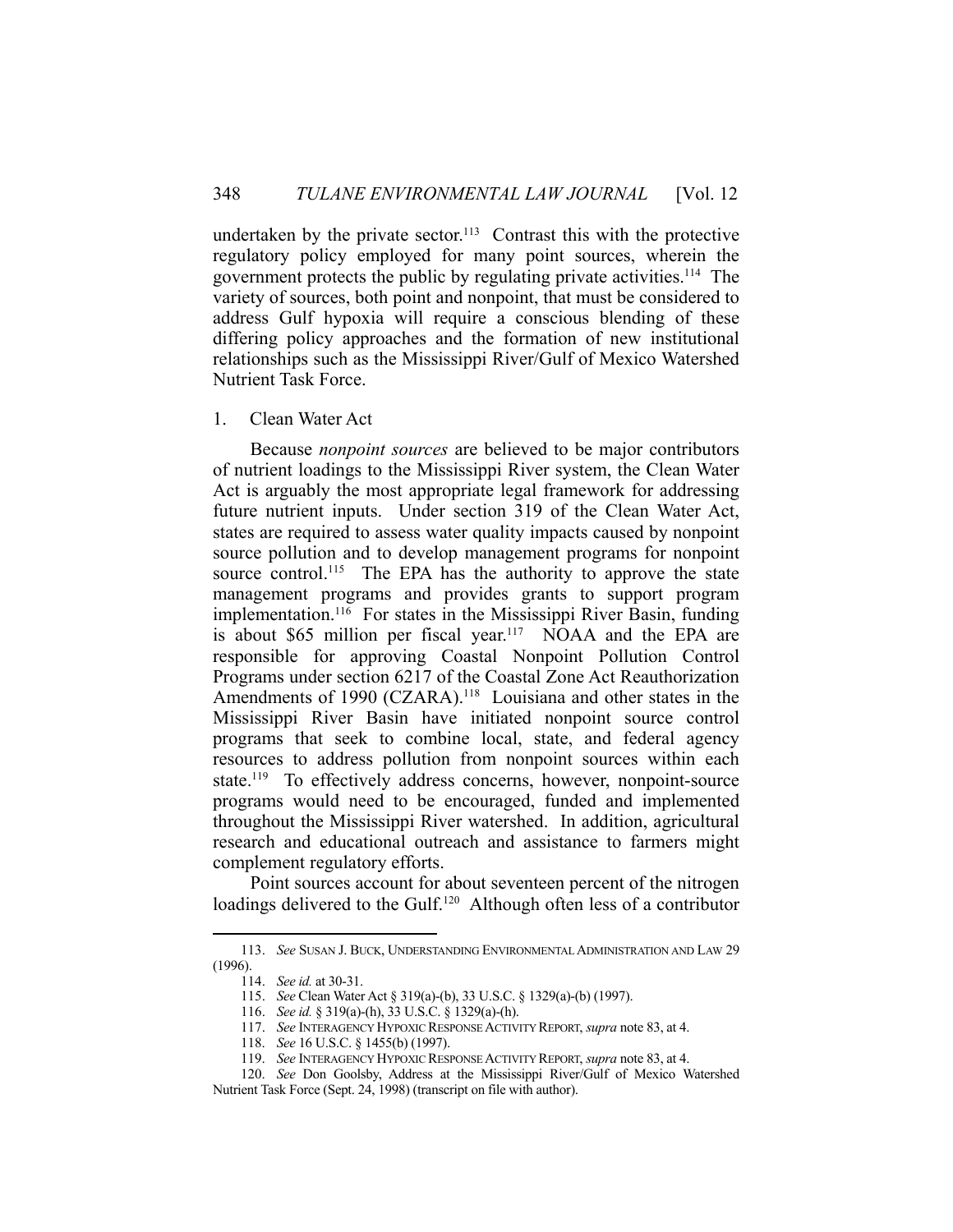undertaken by the private sector.[113] Contrast this with the protective regulatory policy employed for many point sources, wherein the government protects the public by regulating private activities.[114] The variety of sources, both point and nonpoint, that must be considered to address Gulf hypoxia will require a conscious blending of these differing policy approaches and the formation of new institutional relationships such as the Mississippi River/Gulf of Mexico Watershed Nutrient Task Force.

1. Clean Water Act

Because *nonpoint sources* are believed to be major contributors of nutrient loadings to the Mississippi River system, the Clean Water Act is arguably the most appropriate legal framework for addressing future nutrient inputs. Under section 319 of the Clean Water Act, states are required to assess water quality impacts caused by nonpoint source pollution and to develop management programs for nonpoint source control.[115] The EPA has the authority to approve the state management programs and provides grants to support program implementation.[116] For states in the Mississippi River Basin, funding is about $65 million per fiscal year.[117] NOAA and the EPA are responsible for approving Coastal Nonpoint Pollution Control Programs under section 6217 of the Coastal Zone Act Reauthorization Amendments of 1990 (CZARA).[118] Louisiana and other states in the Mississippi River Basin have initiated nonpoint source control programs that seek to combine local, state, and federal agency resources to address pollution from nonpoint sources within each state.[119] To effectively address concerns, however, nonpoint-source programs would need to be encouraged, funded and implemented throughout the Mississippi River watershed. In addition, agricultural research and educational outreach and assistance to farmers might complement regulatory efforts.

Point sources account for about seventeen percent of the nitrogen loadings delivered to the Gulf.[120] Although often less of a contributor

---

113. *See* SUSAN J. BUCK, UNDERSTANDING ENVIRONMENTAL ADMINISTRATION AND LAW 29 (1996).

114. *See id.* at 30-31.

115. *See* Clean Water Act § 319(a)-(b), 33 U.S.C. § 1329(a)-(b) (1997).

116. *See id.* § 319(a)-(h), 33 U.S.C. § 1329(a)-(h).

117. *See* INTERAGENCY HYPOXIC RESPONSE ACTIVITY REPORT, *supra* note 83, at 4.

118. *See* 16 U.S.C. § 1455(b) (1997).

119. *See* INTERAGENCY HYPOXIC RESPONSE ACTIVITY REPORT, *supra* note 83, at 4.

120. *See* Don Goolsby, Address at the Mississippi River/Gulf of Mexico Watershed Nutrient Task Force (Sept. 24, 1998) (transcript on file with author).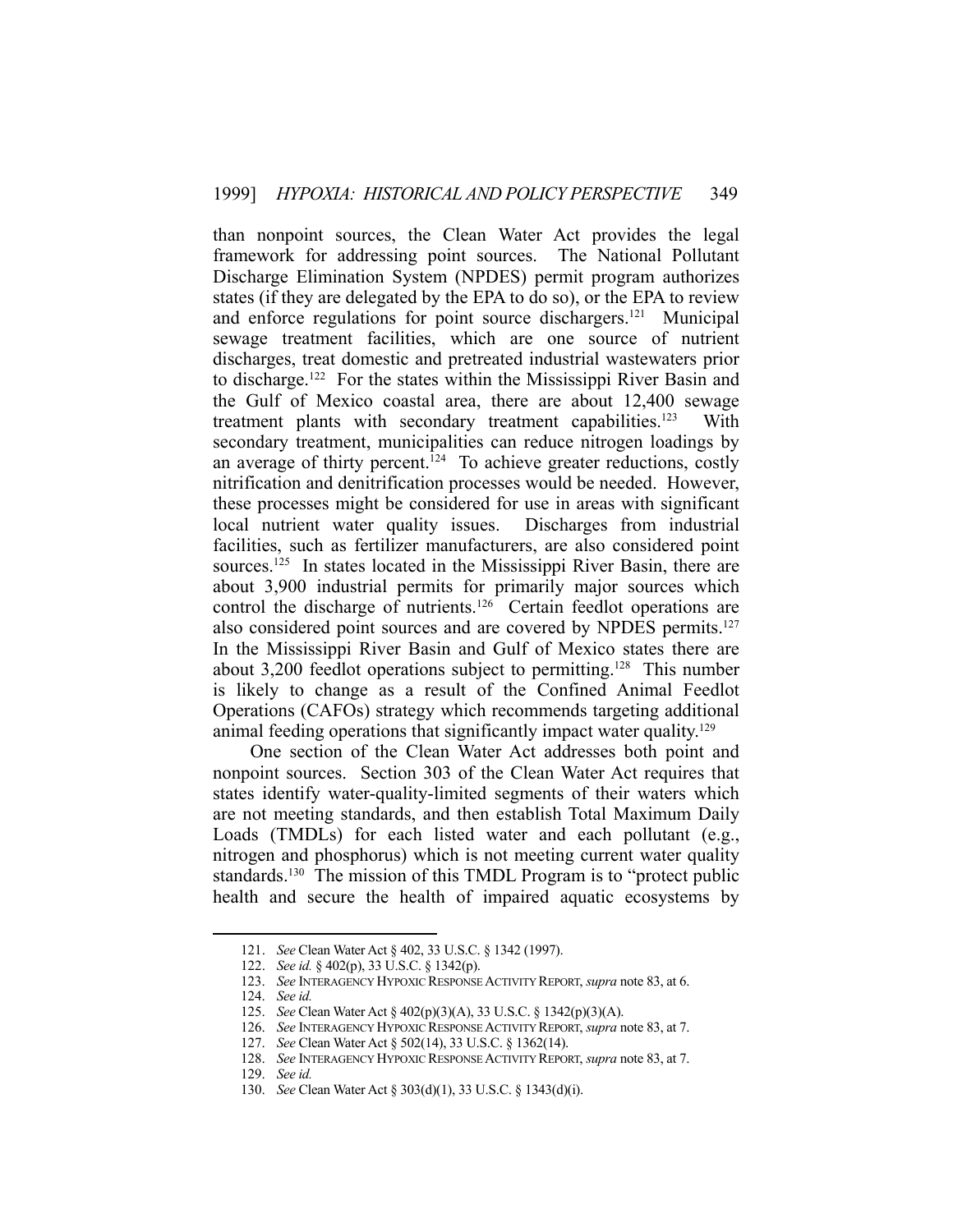than nonpoint sources, the Clean Water Act provides the legal framework for addressing point sources. The National Pollutant Discharge Elimination System (NPDES) permit program authorizes states (if they are delegated by the EPA to do so), or the EPA to review and enforce regulations for point source dischargers.[121] Municipal sewage treatment facilities, which are one source of nutrient discharges, treat domestic and pretreated industrial wastewaters prior to discharge.[122] For the states within the Mississippi River Basin and the Gulf of Mexico coastal area, there are about 12,400 sewage treatment plants with secondary treatment capabilities.[123] With secondary treatment, municipalities can reduce nitrogen loadings by an average of thirty percent.[124] To achieve greater reductions, costly nitrification and denitrification processes would be needed. However, these processes might be considered for use in areas with significant local nutrient water quality issues. Discharges from industrial facilities, such as fertilizer manufacturers, are also considered point sources.[125] In states located in the Mississippi River Basin, there are about 3,900 industrial permits for primarily major sources which control the discharge of nutrients.[126] Certain feedlot operations are also considered point sources and are covered by NPDES permits.[127] In the Mississippi River Basin and Gulf of Mexico states there are about 3,200 feedlot operations subject to permitting.[128] This number is likely to change as a result of the Confined Animal Feedlot Operations (CAFOs) strategy which recommends targeting additional animal feeding operations that significantly impact water quality.[129]

One section of the Clean Water Act addresses both point and nonpoint sources. Section 303 of the Clean Water Act requires that states identify water-quality-limited segments of their waters which are not meeting standards, and then establish Total Maximum Daily Loads (TMDLs) for each listed water and each pollutant (e.g., nitrogen and phosphorus) which is not meeting current water quality standards.[130] The mission of this TMDL Program is to "protect public health and secure the health of impaired aquatic ecosystems by

---

121. *See* Clean Water Act § 402, 33 U.S.C. § 1342 (1997).
122. *See id.* § 402(p), 33 U.S.C. § 1342(p).
123. *See* INTERAGENCY HYPOXIC RESPONSE ACTIVITY REPORT, *supra* note 83, at 6.
124. *See id.*
125. *See* Clean Water Act § 402(p)(3)(A), 33 U.S.C. § 1342(p)(3)(A).
126. *See* INTERAGENCY HYPOXIC RESPONSE ACTIVITY REPORT, *supra* note 83, at 7.
127. *See* Clean Water Act § 502(14), 33 U.S.C. § 1362(14).
128. *See* INTERAGENCY HYPOXIC RESPONSE ACTIVITY REPORT, *supra* note 83, at 7.
129. *See id.*
130. *See* Clean Water Act § 303(d)(1), 33 U.S.C. § 1343(d)(i).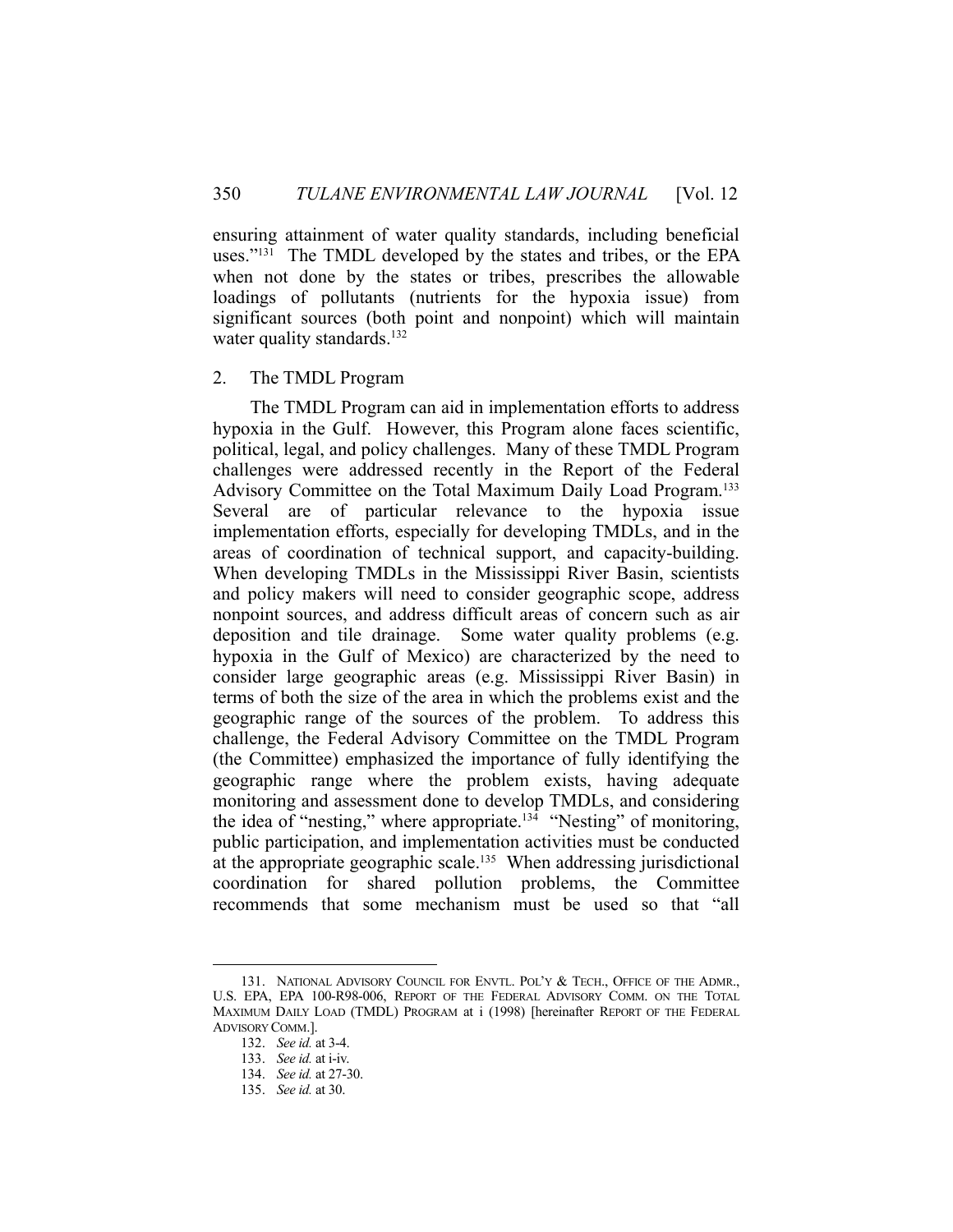ensuring attainment of water quality standards, including beneficial uses."[131] The TMDL developed by the states and tribes, or the EPA when not done by the states or tribes, prescribes the allowable loadings of pollutants (nutrients for the hypoxia issue) from significant sources (both point and nonpoint) which will maintain water quality standards.[132]

## 2. The TMDL Program

The TMDL Program can aid in implementation efforts to address hypoxia in the Gulf. However, this Program alone faces scientific, political, legal, and policy challenges. Many of these TMDL Program challenges were addressed recently in the Report of the Federal Advisory Committee on the Total Maximum Daily Load Program.[133] Several are of particular relevance to the hypoxia issue implementation efforts, especially for developing TMDLs, and in the areas of coordination of technical support, and capacity-building. When developing TMDLs in the Mississippi River Basin, scientists and policy makers will need to consider geographic scope, address nonpoint sources, and address difficult areas of concern such as air deposition and tile drainage. Some water quality problems (e.g. hypoxia in the Gulf of Mexico) are characterized by the need to consider large geographic areas (e.g. Mississippi River Basin) in terms of both the size of the area in which the problems exist and the geographic range of the sources of the problem. To address this challenge, the Federal Advisory Committee on the TMDL Program (the Committee) emphasized the importance of fully identifying the geographic range where the problem exists, having adequate monitoring and assessment done to develop TMDLs, and considering the idea of "nesting," where appropriate.[134] "Nesting" of monitoring, public participation, and implementation activities must be conducted at the appropriate geographic scale.[135] When addressing jurisdictional coordination for shared pollution problems, the Committee recommends that some mechanism must be used so that "all

---

131. NATIONAL ADVISORY COUNCIL FOR ENVTL. POL'Y & TECH., OFFICE OF THE ADMR., U.S. EPA, EPA 100-R98-006, REPORT OF THE FEDERAL ADVISORY COMM. ON THE TOTAL MAXIMUM DAILY LOAD (TMDL) PROGRAM at i (1998) [hereinafter REPORT OF THE FEDERAL ADVISORY COMM.].

132. *See id.* at 3-4.

133. *See id.* at i-iv.

134. *See id.* at 27-30.

135. *See id.* at 30.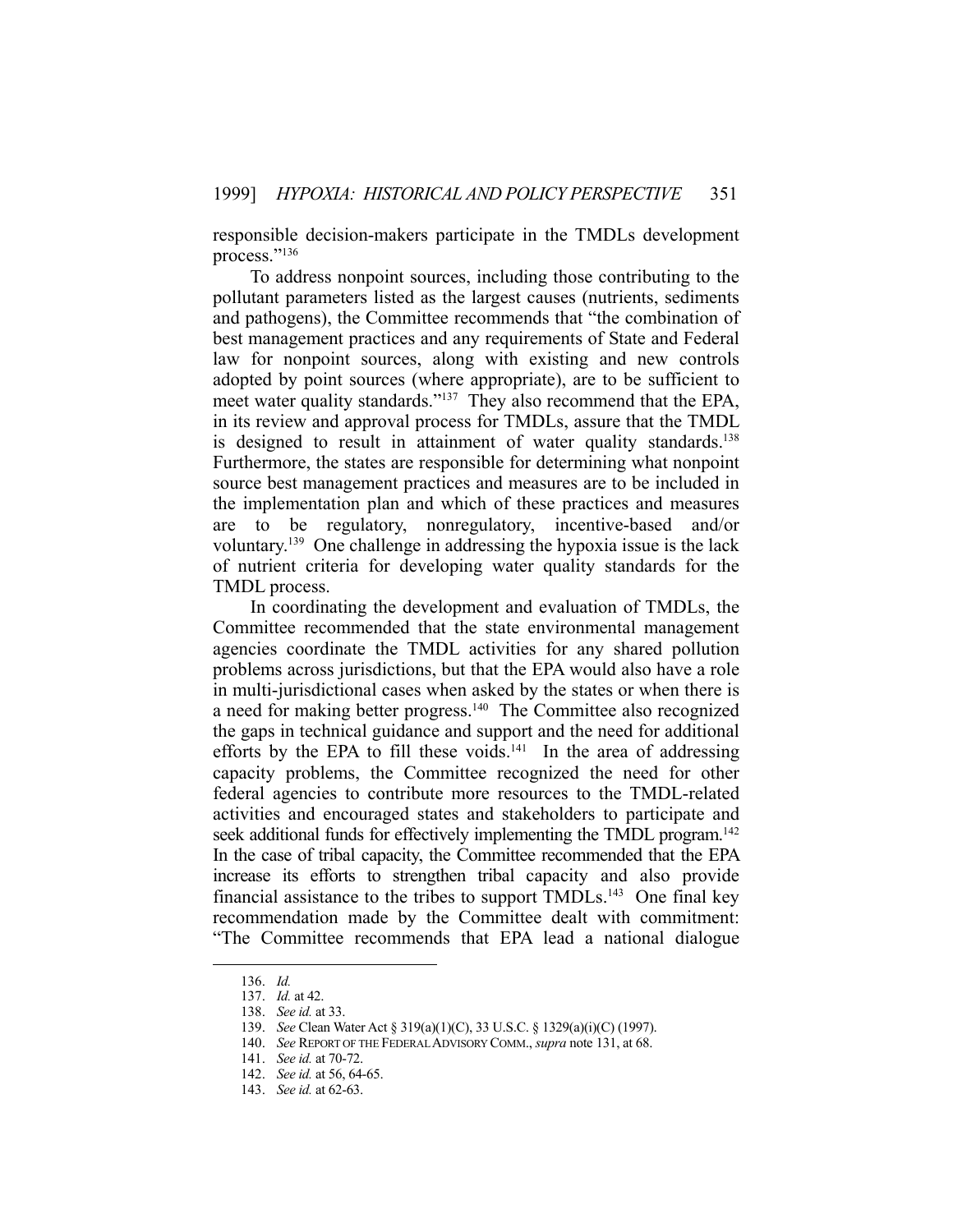responsible decision-makers participate in the TMDLs development process."[136]

To address nonpoint sources, including those contributing to the pollutant parameters listed as the largest causes (nutrients, sediments and pathogens), the Committee recommends that "the combination of best management practices and any requirements of State and Federal law for nonpoint sources, along with existing and new controls adopted by point sources (where appropriate), are to be sufficient to meet water quality standards."[137] They also recommend that the EPA, in its review and approval process for TMDLs, assure that the TMDL is designed to result in attainment of water quality standards.[138] Furthermore, the states are responsible for determining what nonpoint source best management practices and measures are to be included in the implementation plan and which of these practices and measures are to be regulatory, nonregulatory, incentive-based and/or voluntary.[139] One challenge in addressing the hypoxia issue is the lack of nutrient criteria for developing water quality standards for the TMDL process.

In coordinating the development and evaluation of TMDLs, the Committee recommended that the state environmental management agencies coordinate the TMDL activities for any shared pollution problems across jurisdictions, but that the EPA would also have a role in multi-jurisdictional cases when asked by the states or when there is a need for making better progress.[140] The Committee also recognized the gaps in technical guidance and support and the need for additional efforts by the EPA to fill these voids.[141] In the area of addressing capacity problems, the Committee recognized the need for other federal agencies to contribute more resources to the TMDL-related activities and encouraged states and stakeholders to participate and seek additional funds for effectively implementing the TMDL program.[142] In the case of tribal capacity, the Committee recommended that the EPA increase its efforts to strengthen tribal capacity and also provide financial assistance to the tribes to support TMDLs.[143] One final key recommendation made by the Committee dealt with commitment: "The Committee recommends that EPA lead a national dialogue

---

136. *Id.*

137. *Id.* at 42.

138. *See id.* at 33.

139. *See* Clean Water Act § 319(a)(1)(C), 33 U.S.C. § 1329(a)(i)(C) (1997).

140. *See* REPORT OF THE FEDERAL ADVISORY COMM., *supra* note 131, at 68.

141. *See id.* at 70-72.

142. *See id.* at 56, 64-65.

143. *See id.* at 62-63.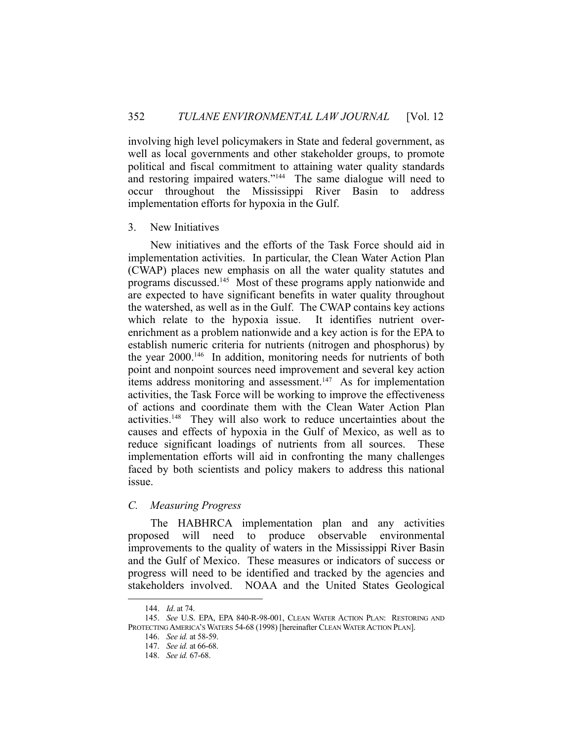involving high level policymakers in State and federal government, as well as local governments and other stakeholder groups, to promote political and fiscal commitment to attaining water quality standards and restoring impaired waters."[144] The same dialogue will need to occur throughout the Mississippi River Basin to address implementation efforts for hypoxia in the Gulf.

3. New Initiatives

New initiatives and the efforts of the Task Force should aid in implementation activities. In particular, the Clean Water Action Plan (CWAP) places new emphasis on all the water quality statutes and programs discussed.[145] Most of these programs apply nationwide and are expected to have significant benefits in water quality throughout the watershed, as well as in the Gulf. The CWAP contains key actions which relate to the hypoxia issue. It identifies nutrient over-enrichment as a problem nationwide and a key action is for the EPA to establish numeric criteria for nutrients (nitrogen and phosphorus) by the year 2000.[146] In addition, monitoring needs for nutrients of both point and nonpoint sources need improvement and several key action items address monitoring and assessment.[147] As for implementation activities, the Task Force will be working to improve the effectiveness of actions and coordinate them with the Clean Water Action Plan activities.[148] They will also work to reduce uncertainties about the causes and effects of hypoxia in the Gulf of Mexico, as well as to reduce significant loadings of nutrients from all sources. These implementation efforts will aid in confronting the many challenges faced by both scientists and policy makers to address this national issue.

### *C. Measuring Progress*

The HABHRCA implementation plan and any activities proposed will need to produce observable environmental improvements to the quality of waters in the Mississippi River Basin and the Gulf of Mexico. These measures or indicators of success or progress will need to be identified and tracked by the agencies and stakeholders involved. NOAA and the United States Geological

---

144. *Id*. at 74.

145. *See* U.S. EPA, EPA 840-R-98-001, CLEAN WATER ACTION PLAN: RESTORING AND PROTECTING AMERICA'S WATERS 54-68 (1998) [hereinafter CLEAN WATER ACTION PLAN].

146. *See id.* at 58-59.

147. *See id.* at 66-68.

148. *See id.* 67-68.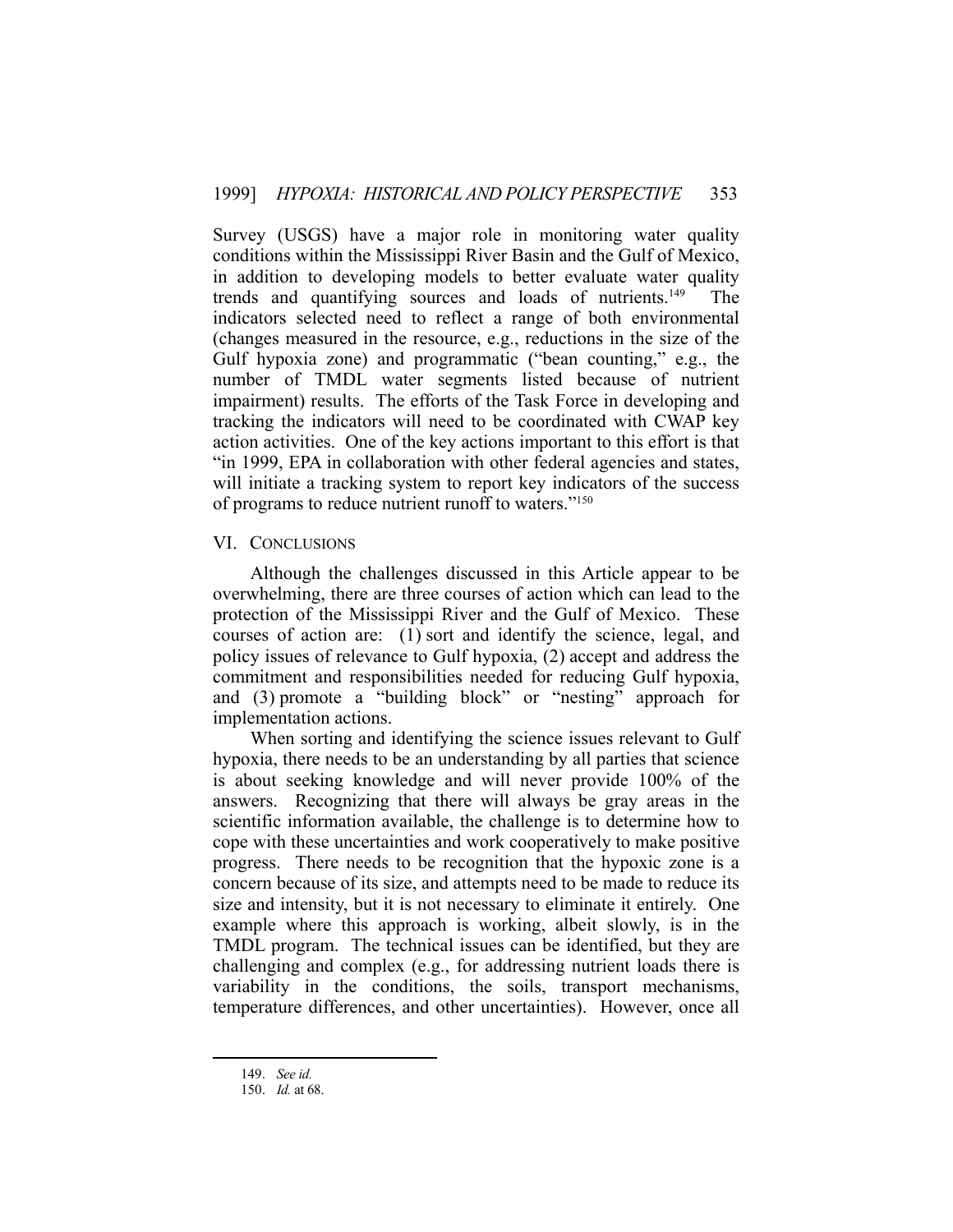Survey (USGS) have a major role in monitoring water quality conditions within the Mississippi River Basin and the Gulf of Mexico, in addition to developing models to better evaluate water quality trends and quantifying sources and loads of nutrients.[149] The indicators selected need to reflect a range of both environmental (changes measured in the resource, e.g., reductions in the size of the Gulf hypoxia zone) and programmatic ("bean counting," e.g., the number of TMDL water segments listed because of nutrient impairment) results. The efforts of the Task Force in developing and tracking the indicators will need to be coordinated with CWAP key action activities. One of the key actions important to this effort is that "in 1999, EPA in collaboration with other federal agencies and states, will initiate a tracking system to report key indicators of the success of programs to reduce nutrient runoff to waters."[150]

## VI. CONCLUSIONS

Although the challenges discussed in this Article appear to be overwhelming, there are three courses of action which can lead to the protection of the Mississippi River and the Gulf of Mexico. These courses of action are: (1) sort and identify the science, legal, and policy issues of relevance to Gulf hypoxia, (2) accept and address the commitment and responsibilities needed for reducing Gulf hypoxia, and (3) promote a "building block" or "nesting" approach for implementation actions.

When sorting and identifying the science issues relevant to Gulf hypoxia, there needs to be an understanding by all parties that science is about seeking knowledge and will never provide 100% of the answers. Recognizing that there will always be gray areas in the scientific information available, the challenge is to determine how to cope with these uncertainties and work cooperatively to make positive progress. There needs to be recognition that the hypoxic zone is a concern because of its size, and attempts need to be made to reduce its size and intensity, but it is not necessary to eliminate it entirely. One example where this approach is working, albeit slowly, is in the TMDL program. The technical issues can be identified, but they are challenging and complex (e.g., for addressing nutrient loads there is variability in the conditions, the soils, transport mechanisms, temperature differences, and other uncertainties). However, once all

---

149. *See id.*

150. *Id.* at 68.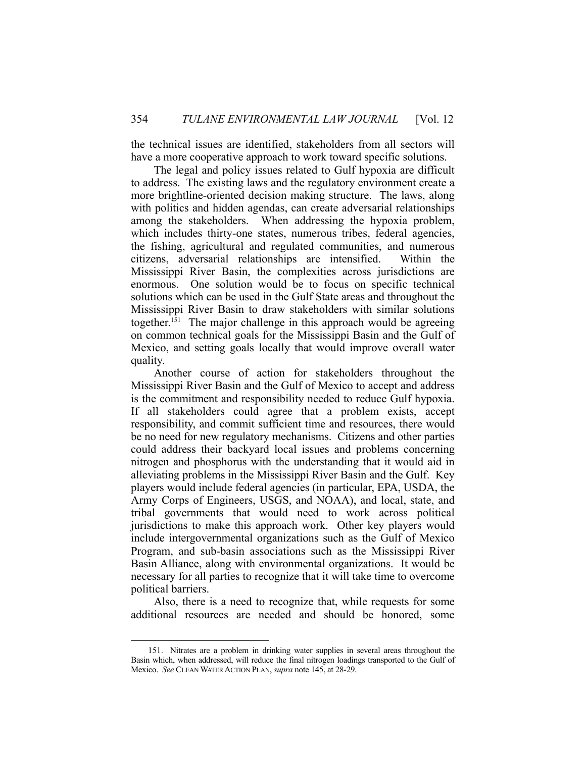the technical issues are identified, stakeholders from all sectors will have a more cooperative approach to work toward specific solutions.

The legal and policy issues related to Gulf hypoxia are difficult to address. The existing laws and the regulatory environment create a more brightline-oriented decision making structure. The laws, along with politics and hidden agendas, can create adversarial relationships among the stakeholders. When addressing the hypoxia problem, which includes thirty-one states, numerous tribes, federal agencies, the fishing, agricultural and regulated communities, and numerous citizens, adversarial relationships are intensified. Within the Mississippi River Basin, the complexities across jurisdictions are enormous. One solution would be to focus on specific technical solutions which can be used in the Gulf State areas and throughout the Mississippi River Basin to draw stakeholders with similar solutions together.[151] The major challenge in this approach would be agreeing on common technical goals for the Mississippi Basin and the Gulf of Mexico, and setting goals locally that would improve overall water quality.

Another course of action for stakeholders throughout the Mississippi River Basin and the Gulf of Mexico to accept and address is the commitment and responsibility needed to reduce Gulf hypoxia. If all stakeholders could agree that a problem exists, accept responsibility, and commit sufficient time and resources, there would be no need for new regulatory mechanisms. Citizens and other parties could address their backyard local issues and problems concerning nitrogen and phosphorus with the understanding that it would aid in alleviating problems in the Mississippi River Basin and the Gulf. Key players would include federal agencies (in particular, EPA, USDA, the Army Corps of Engineers, USGS, and NOAA), and local, state, and tribal governments that would need to work across political jurisdictions to make this approach work. Other key players would include intergovernmental organizations such as the Gulf of Mexico Program, and sub-basin associations such as the Mississippi River Basin Alliance, along with environmental organizations. It would be necessary for all parties to recognize that it will take time to overcome political barriers.

Also, there is a need to recognize that, while requests for some additional resources are needed and should be honored, some

---

151. Nitrates are a problem in drinking water supplies in several areas throughout the Basin which, when addressed, will reduce the final nitrogen loadings transported to the Gulf of Mexico. *See* CLEAN WATER ACTION PLAN, *supra* note 145, at 28-29.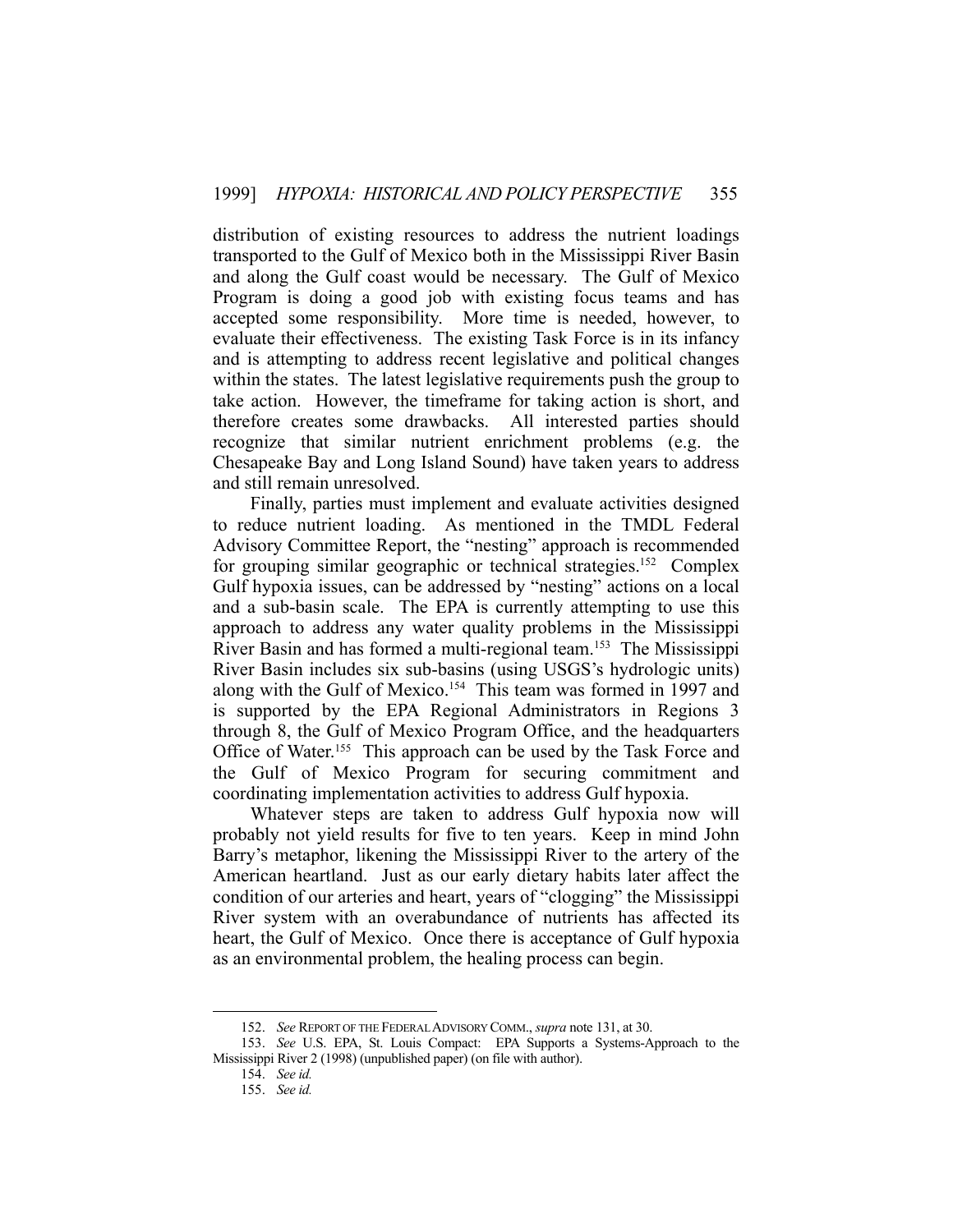distribution of existing resources to address the nutrient loadings transported to the Gulf of Mexico both in the Mississippi River Basin and along the Gulf coast would be necessary. The Gulf of Mexico Program is doing a good job with existing focus teams and has accepted some responsibility. More time is needed, however, to evaluate their effectiveness. The existing Task Force is in its infancy and is attempting to address recent legislative and political changes within the states. The latest legislative requirements push the group to take action. However, the timeframe for taking action is short, and therefore creates some drawbacks. All interested parties should recognize that similar nutrient enrichment problems (e.g. the Chesapeake Bay and Long Island Sound) have taken years to address and still remain unresolved.

Finally, parties must implement and evaluate activities designed to reduce nutrient loading. As mentioned in the TMDL Federal Advisory Committee Report, the "nesting" approach is recommended for grouping similar geographic or technical strategies.[152] Complex Gulf hypoxia issues, can be addressed by "nesting" actions on a local and a sub-basin scale. The EPA is currently attempting to use this approach to address any water quality problems in the Mississippi River Basin and has formed a multi-regional team.[153] The Mississippi River Basin includes six sub-basins (using USGS's hydrologic units) along with the Gulf of Mexico.[154] This team was formed in 1997 and is supported by the EPA Regional Administrators in Regions 3 through 8, the Gulf of Mexico Program Office, and the headquarters Office of Water.[155] This approach can be used by the Task Force and the Gulf of Mexico Program for securing commitment and coordinating implementation activities to address Gulf hypoxia.

Whatever steps are taken to address Gulf hypoxia now will probably not yield results for five to ten years. Keep in mind John Barry's metaphor, likening the Mississippi River to the artery of the American heartland. Just as our early dietary habits later affect the condition of our arteries and heart, years of "clogging" the Mississippi River system with an overabundance of nutrients has affected its heart, the Gulf of Mexico. Once there is acceptance of Gulf hypoxia as an environmental problem, the healing process can begin.

---

152. *See* REPORT OF THE FEDERAL ADVISORY COMM., *supra* note 131, at 30.

153. *See* U.S. EPA, St. Louis Compact: EPA Supports a Systems-Approach to the Mississippi River 2 (1998) (unpublished paper) (on file with author).

154. *See id.*

155. *See id.*